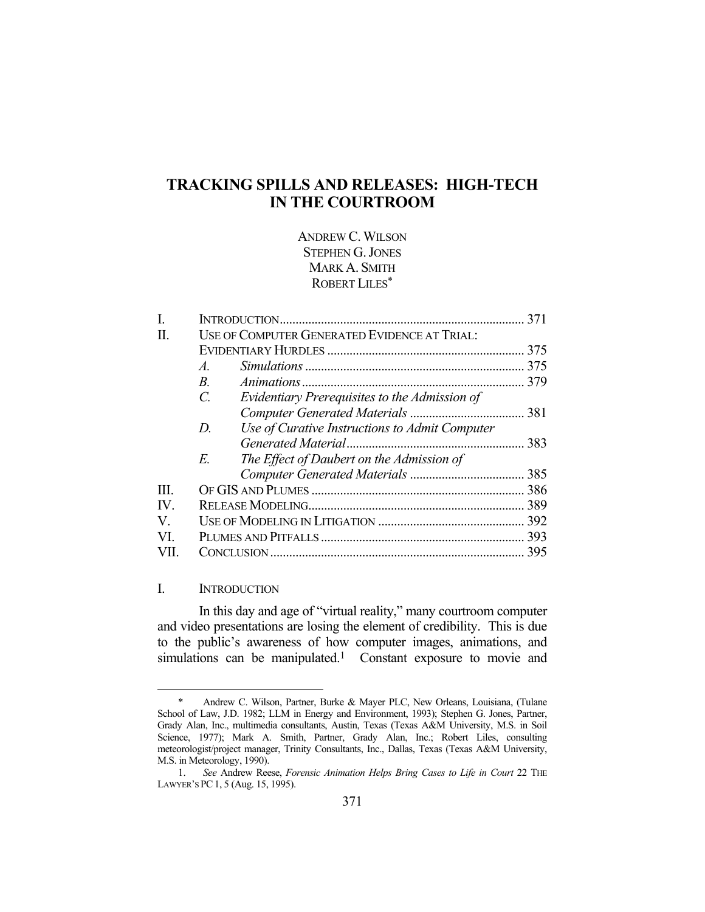# TRACKING SPILLS AND RELEASES: HIGH-TECH IN THE COURTROOM

ANDREW C. WILSON
STEPHEN G. JONES
MARK A. SMITH
ROBERT LILES*

| | | |
|---|---|---|
| I. | INTRODUCTION | 371 |
| II. | USE OF COMPUTER GENERATED EVIDENCE AT TRIAL: EVIDENTIARY HURDLES | 375 |
| | *A. Simulations* | 375 |
| | *B. Animations* | 379 |
| | *C. Evidentiary Prerequisites to the Admission of Computer Generated Materials* | 381 |
| | *D. Use of Curative Instructions to Admit Computer Generated Material* | 383 |
| | *E. The Effect of Daubert on the Admission of Computer Generated Materials* | 385 |
| III. | OF GIS AND PLUMES | 386 |
| IV. | RELEASE MODELING | 389 |
| V. | USE OF MODELING IN LITIGATION | 392 |
| VI. | PLUMES AND PITFALLS | 393 |
| VII. | CONCLUSION | 395 |

## I. INTRODUCTION

In this day and age of "virtual reality," many courtroom computer and video presentations are losing the element of credibility. This is due to the public's awareness of how computer images, animations, and simulations can be manipulated.[1] Constant exposure to movie and

---

\* Andrew C. Wilson, Partner, Burke & Mayer PLC, New Orleans, Louisiana, (Tulane School of Law, J.D. 1982; LLM in Energy and Environment, 1993); Stephen G. Jones, Partner, Grady Alan, Inc., multimedia consultants, Austin, Texas (Texas A&M University, M.S. in Soil Science, 1977); Mark A. Smith, Partner, Grady Alan, Inc.; Robert Liles, consulting meteorologist/project manager, Trinity Consultants, Inc., Dallas, Texas (Texas A&M University, M.S. in Meteorology, 1990).

1. *See* Andrew Reese, *Forensic Animation Helps Bring Cases to Life in Court* 22 THE LAWYER'S PC 1, 5 (Aug. 15, 1995).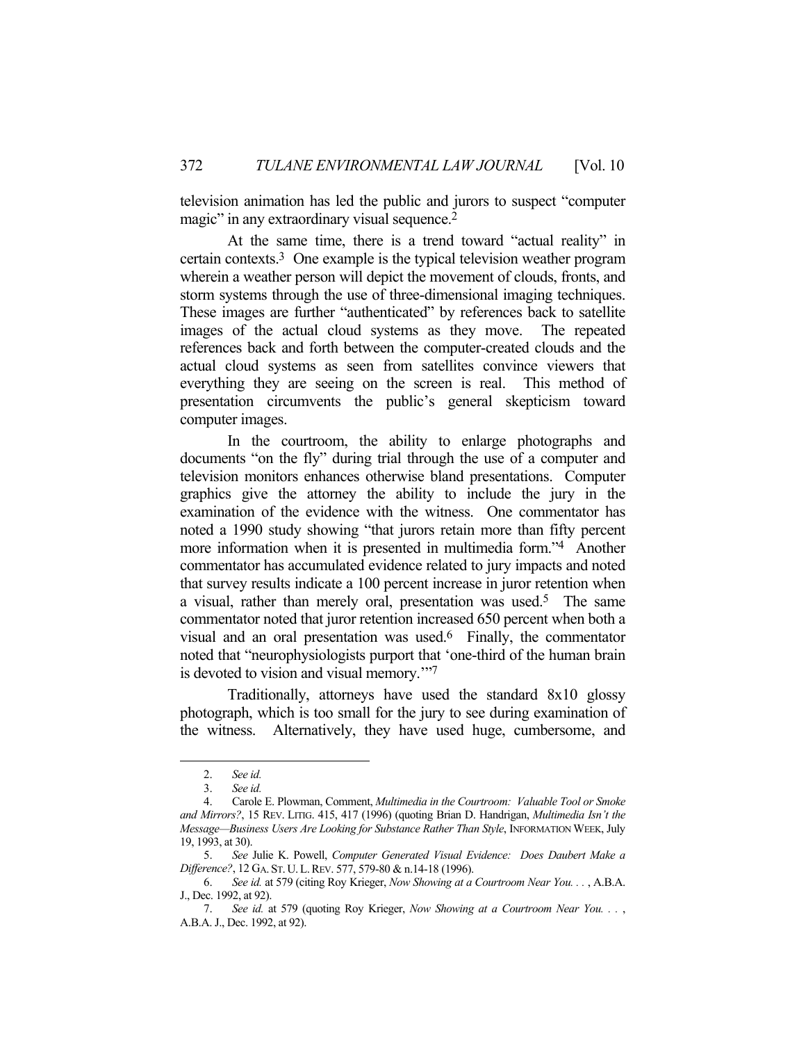television animation has led the public and jurors to suspect "computer magic" in any extraordinary visual sequence.[2]

At the same time, there is a trend toward "actual reality" in certain contexts.[3] One example is the typical television weather program wherein a weather person will depict the movement of clouds, fronts, and storm systems through the use of three-dimensional imaging techniques. These images are further "authenticated" by references back to satellite images of the actual cloud systems as they move. The repeated references back and forth between the computer-created clouds and the actual cloud systems as seen from satellites convince viewers that everything they are seeing on the screen is real. This method of presentation circumvents the public's general skepticism toward computer images.

In the courtroom, the ability to enlarge photographs and documents "on the fly" during trial through the use of a computer and television monitors enhances otherwise bland presentations. Computer graphics give the attorney the ability to include the jury in the examination of the evidence with the witness. One commentator has noted a 1990 study showing "that jurors retain more than fifty percent more information when it is presented in multimedia form."[4] Another commentator has accumulated evidence related to jury impacts and noted that survey results indicate a 100 percent increase in juror retention when a visual, rather than merely oral, presentation was used.[5] The same commentator noted that juror retention increased 650 percent when both a visual and an oral presentation was used.[6] Finally, the commentator noted that "neurophysiologists purport that 'one-third of the human brain is devoted to vision and visual memory.'"[7]

Traditionally, attorneys have used the standard 8x10 glossy photograph, which is too small for the jury to see during examination of the witness. Alternatively, they have used huge, cumbersome, and

---

2. *See id.*

3. *See id.*

4. Carole E. Plowman, Comment, *Multimedia in the Courtroom: Valuable Tool or Smoke and Mirrors?*, 15 REV. LITIG. 415, 417 (1996) (quoting Brian D. Handrigan, *Multimedia Isn't the Message—Business Users Are Looking for Substance Rather Than Style*, INFORMATION WEEK, July 19, 1993, at 30).

5. *See* Julie K. Powell, *Computer Generated Visual Evidence: Does Daubert Make a Difference?*, 12 GA. ST. U. L. REV. 577, 579-80 & n.14-18 (1996).

6. *See id.* at 579 (citing Roy Krieger, *Now Showing at a Courtroom Near You. . .*, A.B.A. J., Dec. 1992, at 92).

7. *See id.* at 579 (quoting Roy Krieger, *Now Showing at a Courtroom Near You. . .*, A.B.A. J., Dec. 1992, at 92).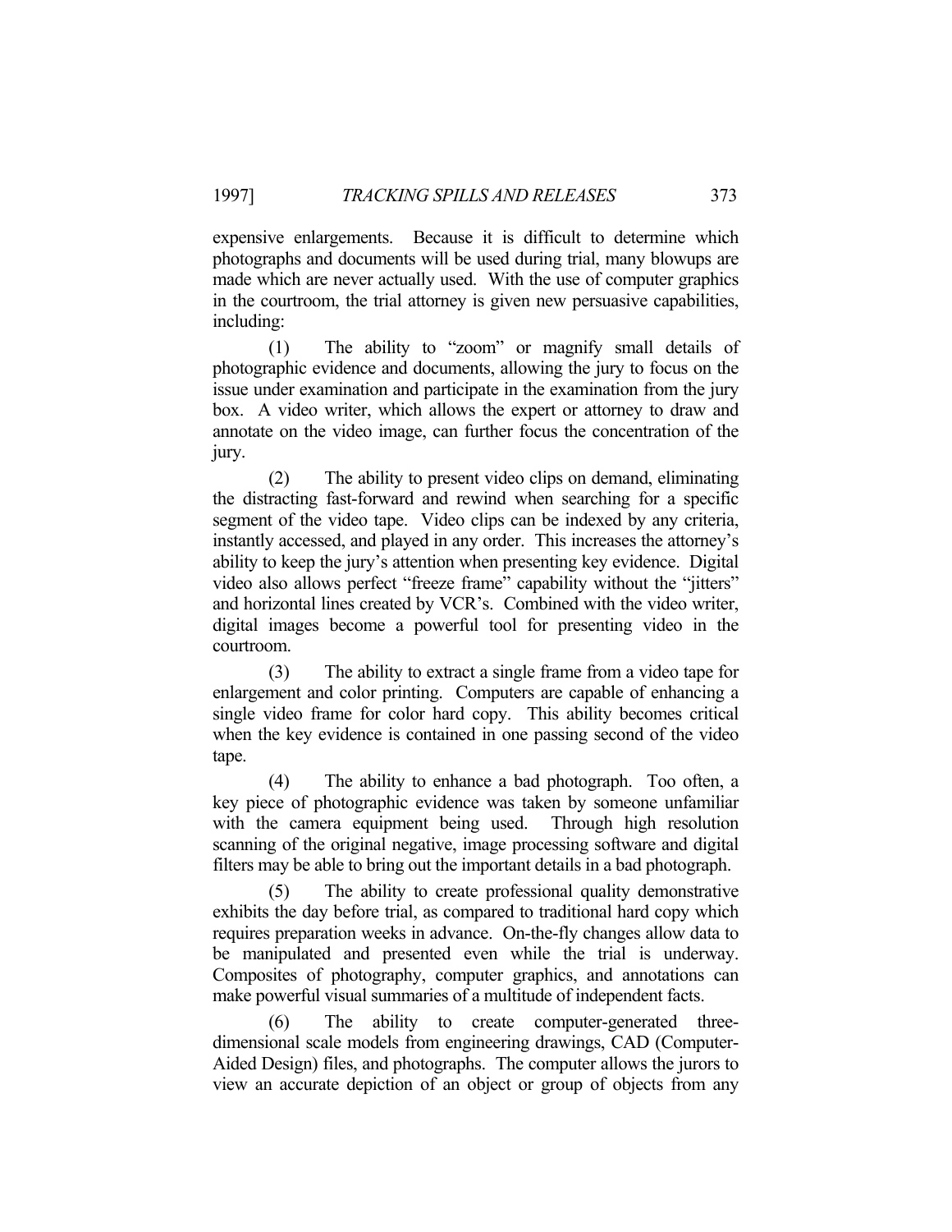expensive enlargements. Because it is difficult to determine which photographs and documents will be used during trial, many blowups are made which are never actually used. With the use of computer graphics in the courtroom, the trial attorney is given new persuasive capabilities, including:

(1) The ability to "zoom" or magnify small details of photographic evidence and documents, allowing the jury to focus on the issue under examination and participate in the examination from the jury box. A video writer, which allows the expert or attorney to draw and annotate on the video image, can further focus the concentration of the jury.

(2) The ability to present video clips on demand, eliminating the distracting fast-forward and rewind when searching for a specific segment of the video tape. Video clips can be indexed by any criteria, instantly accessed, and played in any order. This increases the attorney's ability to keep the jury's attention when presenting key evidence. Digital video also allows perfect "freeze frame" capability without the "jitters" and horizontal lines created by VCR's. Combined with the video writer, digital images become a powerful tool for presenting video in the courtroom.

(3) The ability to extract a single frame from a video tape for enlargement and color printing. Computers are capable of enhancing a single video frame for color hard copy. This ability becomes critical when the key evidence is contained in one passing second of the video tape.

(4) The ability to enhance a bad photograph. Too often, a key piece of photographic evidence was taken by someone unfamiliar with the camera equipment being used. Through high resolution scanning of the original negative, image processing software and digital filters may be able to bring out the important details in a bad photograph.

(5) The ability to create professional quality demonstrative exhibits the day before trial, as compared to traditional hard copy which requires preparation weeks in advance. On-the-fly changes allow data to be manipulated and presented even while the trial is underway. Composites of photography, computer graphics, and annotations can make powerful visual summaries of a multitude of independent facts.

(6) The ability to create computer-generated three-dimensional scale models from engineering drawings, CAD (Computer-Aided Design) files, and photographs. The computer allows the jurors to view an accurate depiction of an object or group of objects from any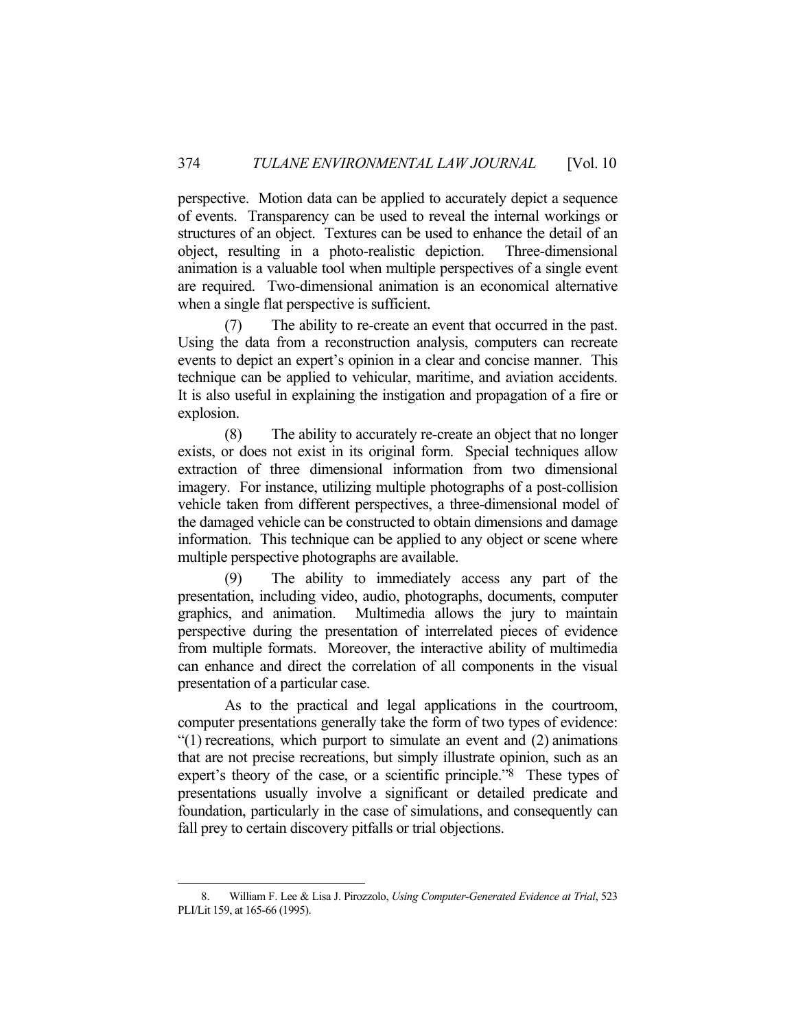perspective. Motion data can be applied to accurately depict a sequence of events. Transparency can be used to reveal the internal workings or structures of an object. Textures can be used to enhance the detail of an object, resulting in a photo-realistic depiction. Three-dimensional animation is a valuable tool when multiple perspectives of a single event are required. Two-dimensional animation is an economical alternative when a single flat perspective is sufficient.

(7) The ability to re-create an event that occurred in the past. Using the data from a reconstruction analysis, computers can recreate events to depict an expert's opinion in a clear and concise manner. This technique can be applied to vehicular, maritime, and aviation accidents. It is also useful in explaining the instigation and propagation of a fire or explosion.

(8) The ability to accurately re-create an object that no longer exists, or does not exist in its original form. Special techniques allow extraction of three dimensional information from two dimensional imagery. For instance, utilizing multiple photographs of a post-collision vehicle taken from different perspectives, a three-dimensional model of the damaged vehicle can be constructed to obtain dimensions and damage information. This technique can be applied to any object or scene where multiple perspective photographs are available.

(9) The ability to immediately access any part of the presentation, including video, audio, photographs, documents, computer graphics, and animation. Multimedia allows the jury to maintain perspective during the presentation of interrelated pieces of evidence from multiple formats. Moreover, the interactive ability of multimedia can enhance and direct the correlation of all components in the visual presentation of a particular case.

As to the practical and legal applications in the courtroom, computer presentations generally take the form of two types of evidence: "(1) recreations, which purport to simulate an event and (2) animations that are not precise recreations, but simply illustrate opinion, such as an expert's theory of the case, or a scientific principle."[8] These types of presentations usually involve a significant or detailed predicate and foundation, particularly in the case of simulations, and consequently can fall prey to certain discovery pitfalls or trial objections.

---

8. William F. Lee & Lisa J. Pirozzolo, *Using Computer-Generated Evidence at Trial*, 523 PLI/Lit 159, at 165-66 (1995).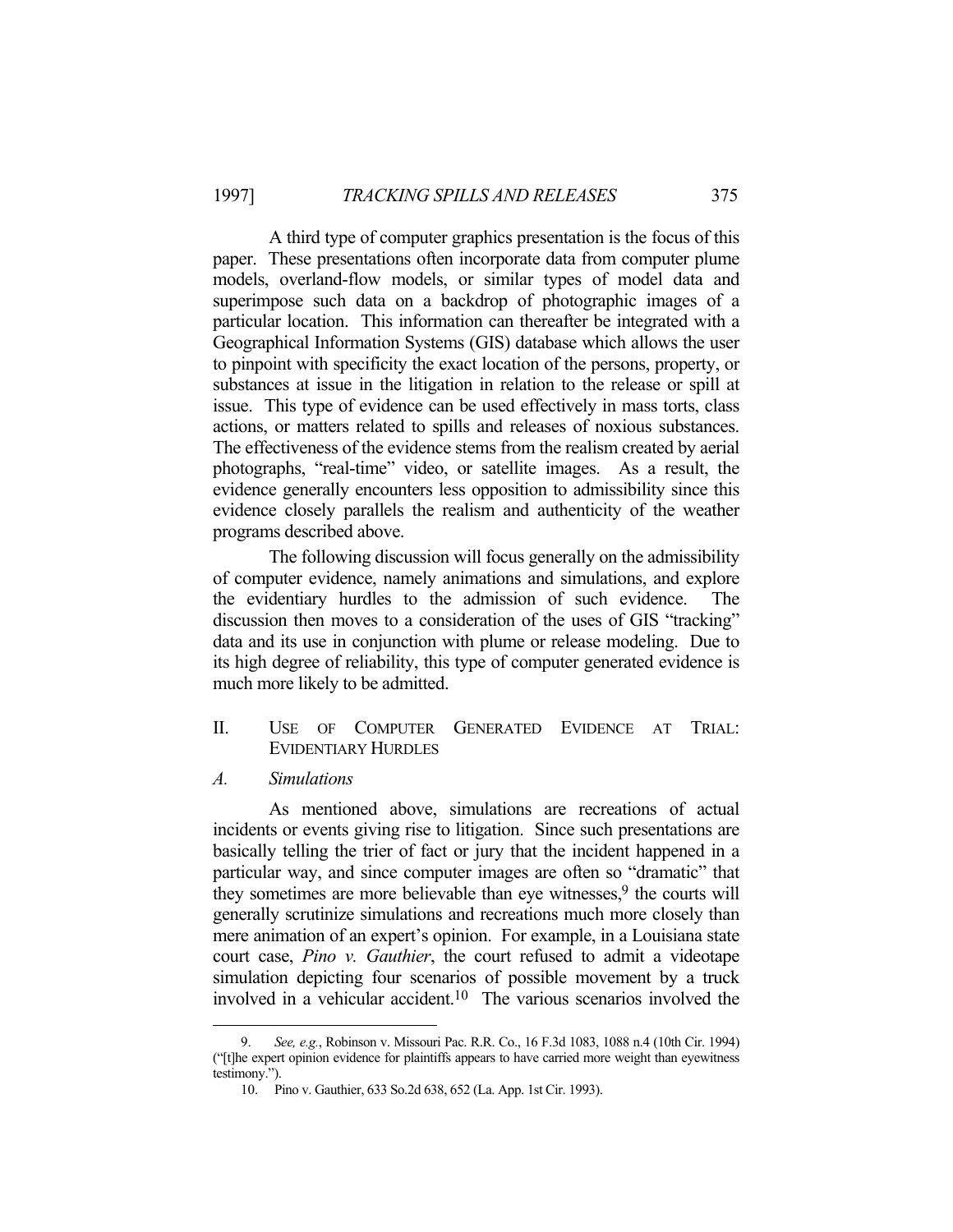A third type of computer graphics presentation is the focus of this paper. These presentations often incorporate data from computer plume models, overland-flow models, or similar types of model data and superimpose such data on a backdrop of photographic images of a particular location. This information can thereafter be integrated with a Geographical Information Systems (GIS) database which allows the user to pinpoint with specificity the exact location of the persons, property, or substances at issue in the litigation in relation to the release or spill at issue. This type of evidence can be used effectively in mass torts, class actions, or matters related to spills and releases of noxious substances. The effectiveness of the evidence stems from the realism created by aerial photographs, "real-time" video, or satellite images. As a result, the evidence generally encounters less opposition to admissibility since this evidence closely parallels the realism and authenticity of the weather programs described above.

The following discussion will focus generally on the admissibility of computer evidence, namely animations and simulations, and explore the evidentiary hurdles to the admission of such evidence. The discussion then moves to a consideration of the uses of GIS "tracking" data and its use in conjunction with plume or release modeling. Due to its high degree of reliability, this type of computer generated evidence is much more likely to be admitted.

## II. USE OF COMPUTER GENERATED EVIDENCE AT TRIAL: EVIDENTIARY HURDLES

### *A. Simulations*

As mentioned above, simulations are recreations of actual incidents or events giving rise to litigation. Since such presentations are basically telling the trier of fact or jury that the incident happened in a particular way, and since computer images are often so "dramatic" that they sometimes are more believable than eye witnesses,[9] the courts will generally scrutinize simulations and recreations much more closely than mere animation of an expert's opinion. For example, in a Louisiana state court case, *Pino v. Gauthier*, the court refused to admit a videotape simulation depicting four scenarios of possible movement by a truck involved in a vehicular accident.[10] The various scenarios involved the

---

9. *See, e.g.*, Robinson v. Missouri Pac. R.R. Co., 16 F.3d 1083, 1088 n.4 (10th Cir. 1994) ("[t]he expert opinion evidence for plaintiffs appears to have carried more weight than eyewitness testimony.").

10. Pino v. Gauthier, 633 So.2d 638, 652 (La. App. 1st Cir. 1993).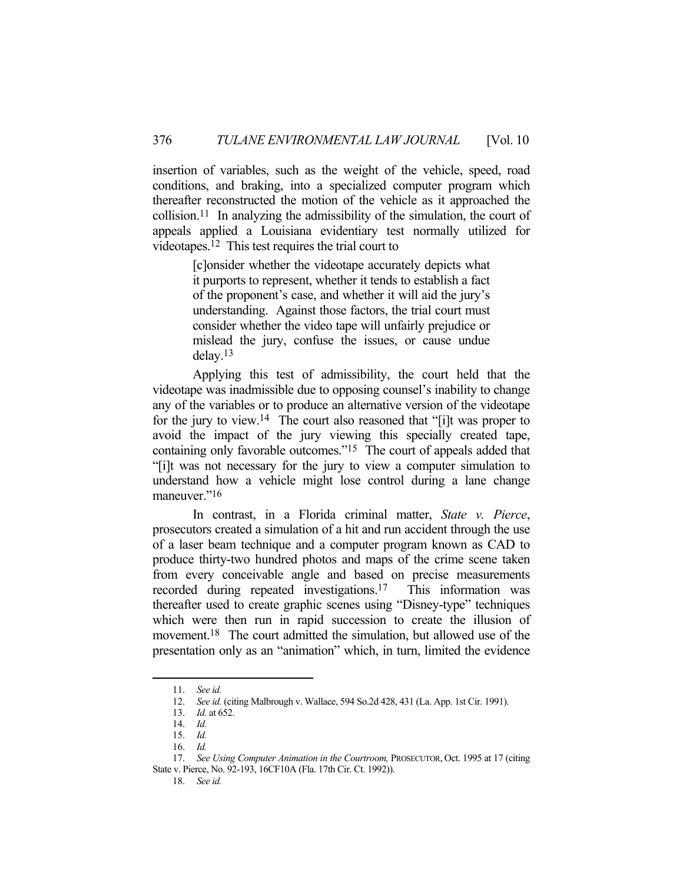insertion of variables, such as the weight of the vehicle, speed, road conditions, and braking, into a specialized computer program which thereafter reconstructed the motion of the vehicle as it approached the collision.[11] In analyzing the admissibility of the simulation, the court of appeals applied a Louisiana evidentiary test normally utilized for videotapes.[12] This test requires the trial court to

> [c]onsider whether the videotape accurately depicts what it purports to represent, whether it tends to establish a fact of the proponent's case, and whether it will aid the jury's understanding. Against those factors, the trial court must consider whether the video tape will unfairly prejudice or mislead the jury, confuse the issues, or cause undue delay.[13]

Applying this test of admissibility, the court held that the videotape was inadmissible due to opposing counsel's inability to change any of the variables or to produce an alternative version of the videotape for the jury to view.[14] The court also reasoned that "[i]t was proper to avoid the impact of the jury viewing this specially created tape, containing only favorable outcomes."[15] The court of appeals added that "[i]t was not necessary for the jury to view a computer simulation to understand how a vehicle might lose control during a lane change maneuver."[16]

In contrast, in a Florida criminal matter, *State v. Pierce*, prosecutors created a simulation of a hit and run accident through the use of a laser beam technique and a computer program known as CAD to produce thirty-two hundred photos and maps of the crime scene taken from every conceivable angle and based on precise measurements recorded during repeated investigations.[17] This information was thereafter used to create graphic scenes using "Disney-type" techniques which were then run in rapid succession to create the illusion of movement.[18] The court admitted the simulation, but allowed use of the presentation only as an "animation" which, in turn, limited the evidence

---

11. *See id.*
12. *See id.* (citing Malbrough v. Wallace, 594 So.2d 428, 431 (La. App. 1st Cir. 1991).
13. *Id.* at 652.
14. *Id.*
15. *Id.*
16. *Id.*
17. *See Using Computer Animation in the Courtroom,* PROSECUTOR, Oct. 1995 at 17 (citing State v. Pierce, No. 92-193, 16CF10A (Fla. 17th Cir. Ct. 1992)).
18. *See id.*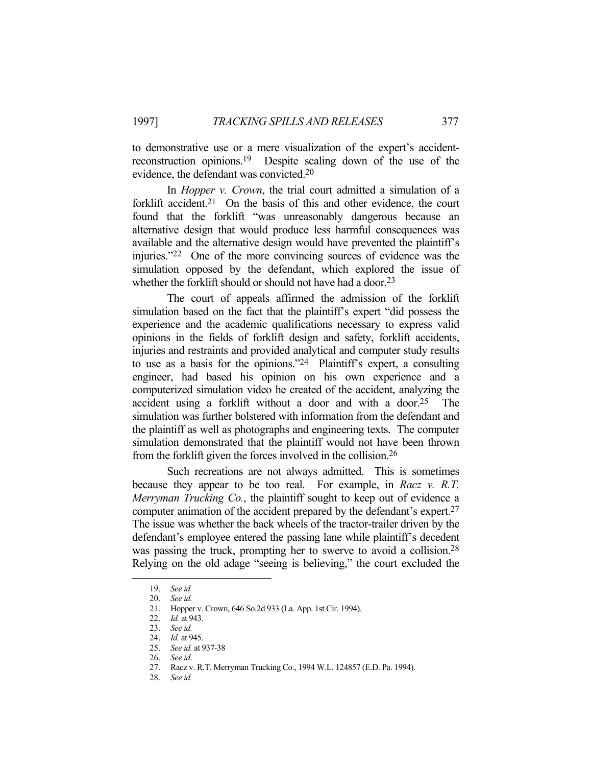to demonstrative use or a mere visualization of the expert's accident-reconstruction opinions.[19] Despite scaling down of the use of the evidence, the defendant was convicted.[20]

In *Hopper v. Crown*, the trial court admitted a simulation of a forklift accident.[21] On the basis of this and other evidence, the court found that the forklift "was unreasonably dangerous because an alternative design that would produce less harmful consequences was available and the alternative design would have prevented the plaintiff's injuries."[22] One of the more convincing sources of evidence was the simulation opposed by the defendant, which explored the issue of whether the forklift should or should not have had a door.[23]

The court of appeals affirmed the admission of the forklift simulation based on the fact that the plaintiff's expert "did possess the experience and the academic qualifications necessary to express valid opinions in the fields of forklift design and safety, forklift accidents, injuries and restraints and provided analytical and computer study results to use as a basis for the opinions."[24] Plaintiff's expert, a consulting engineer, had based his opinion on his own experience and a computerized simulation video he created of the accident, analyzing the accident using a forklift without a door and with a door.[25] The simulation was further bolstered with information from the defendant and the plaintiff as well as photographs and engineering texts. The computer simulation demonstrated that the plaintiff would not have been thrown from the forklift given the forces involved in the collision.[26]

Such recreations are not always admitted. This is sometimes because they appear to be too real. For example, in *Racz v. R.T. Merryman Trucking Co.*, the plaintiff sought to keep out of evidence a computer animation of the accident prepared by the defendant's expert.[27] The issue was whether the back wheels of the tractor-trailer driven by the defendant's employee entered the passing lane while plaintiff's decedent was passing the truck, prompting her to swerve to avoid a collision.[28] Relying on the old adage "seeing is believing," the court excluded the

---

19. *See id.*
20. *See id.*
21. Hopper v. Crown, 646 So.2d 933 (La. App. 1st Cir. 1994).
22. *Id.* at 943.
23. *See id.*
24. *Id.* at 945.
25. *See id.* at 937-38
26. *See id*.
27. Racz v. R.T. Merryman Trucking Co., 1994 W.L. 124857 (E.D. Pa. 1994).
28. *See id.*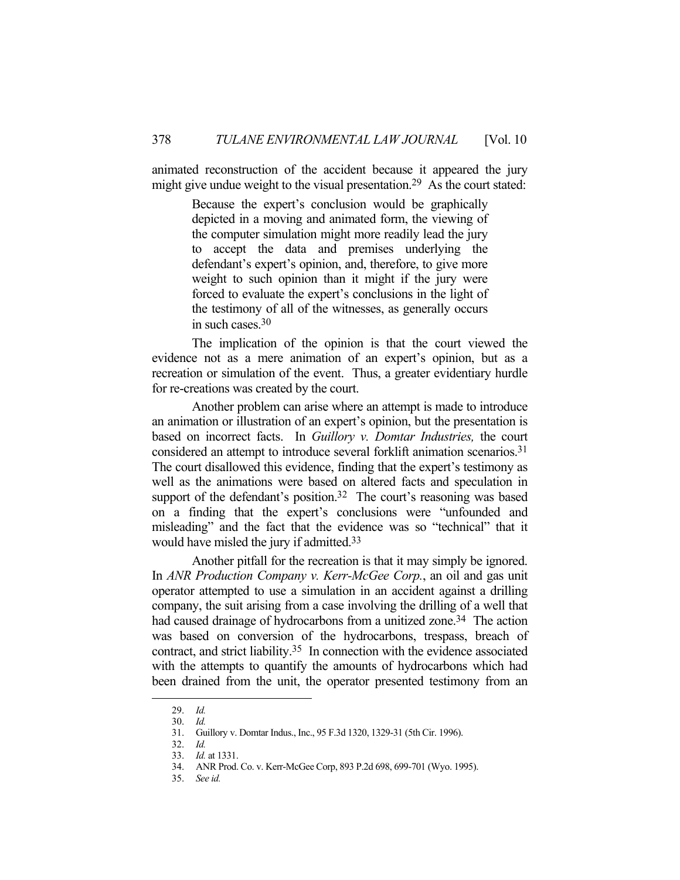animated reconstruction of the accident because it appeared the jury might give undue weight to the visual presentation.[29] As the court stated:

> Because the expert's conclusion would be graphically depicted in a moving and animated form, the viewing of the computer simulation might more readily lead the jury to accept the data and premises underlying the defendant's expert's opinion, and, therefore, to give more weight to such opinion than it might if the jury were forced to evaluate the expert's conclusions in the light of the testimony of all of the witnesses, as generally occurs in such cases.[30]

The implication of the opinion is that the court viewed the evidence not as a mere animation of an expert's opinion, but as a recreation or simulation of the event. Thus, a greater evidentiary hurdle for re-creations was created by the court.

Another problem can arise where an attempt is made to introduce an animation or illustration of an expert's opinion, but the presentation is based on incorrect facts. In *Guillory v. Domtar Industries,* the court considered an attempt to introduce several forklift animation scenarios.[31] The court disallowed this evidence, finding that the expert's testimony as well as the animations were based on altered facts and speculation in support of the defendant's position.[32] The court's reasoning was based on a finding that the expert's conclusions were "unfounded and misleading" and the fact that the evidence was so "technical" that it would have misled the jury if admitted.[33]

Another pitfall for the recreation is that it may simply be ignored. In *ANR Production Company v. Kerr-McGee Corp.*, an oil and gas unit operator attempted to use a simulation in an accident against a drilling company, the suit arising from a case involving the drilling of a well that had caused drainage of hydrocarbons from a unitized zone.[34] The action was based on conversion of the hydrocarbons, trespass, breach of contract, and strict liability.[35] In connection with the evidence associated with the attempts to quantify the amounts of hydrocarbons which had been drained from the unit, the operator presented testimony from an

---

29. *Id.*
30. *Id.*
31. Guillory v. Domtar Indus., Inc., 95 F.3d 1320, 1329-31 (5th Cir. 1996).
32. *Id.*
33. *Id.* at 1331.
34. ANR Prod. Co. v. Kerr-McGee Corp, 893 P.2d 698, 699-701 (Wyo. 1995).
35. *See id.*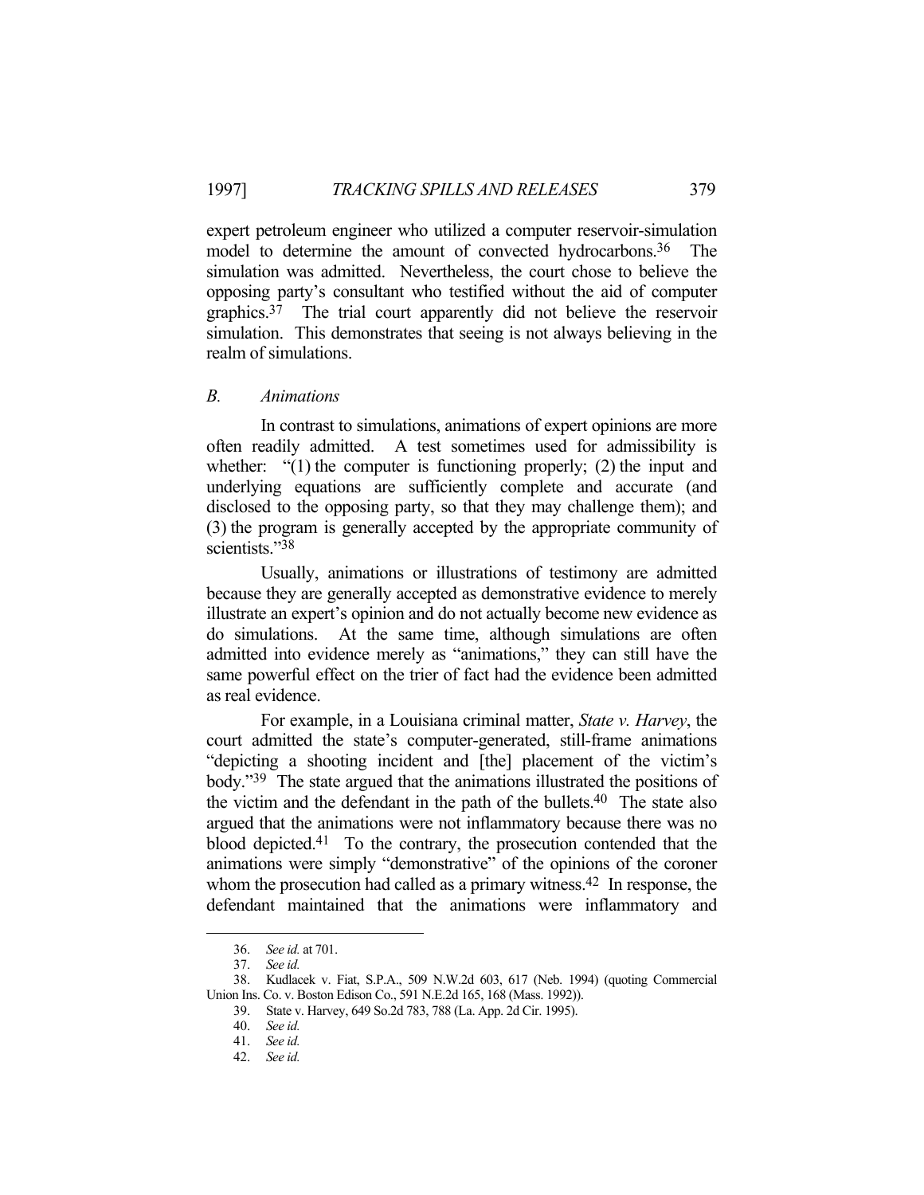expert petroleum engineer who utilized a computer reservoir-simulation model to determine the amount of convected hydrocarbons.[36] The simulation was admitted. Nevertheless, the court chose to believe the opposing party's consultant who testified without the aid of computer graphics.[37] The trial court apparently did not believe the reservoir simulation. This demonstrates that seeing is not always believing in the realm of simulations.

### *B. Animations*

In contrast to simulations, animations of expert opinions are more often readily admitted. A test sometimes used for admissibility is whether: "(1) the computer is functioning properly; (2) the input and underlying equations are sufficiently complete and accurate (and disclosed to the opposing party, so that they may challenge them); and (3) the program is generally accepted by the appropriate community of scientists."[38]

Usually, animations or illustrations of testimony are admitted because they are generally accepted as demonstrative evidence to merely illustrate an expert's opinion and do not actually become new evidence as do simulations. At the same time, although simulations are often admitted into evidence merely as "animations," they can still have the same powerful effect on the trier of fact had the evidence been admitted as real evidence.

For example, in a Louisiana criminal matter, *State v. Harvey*, the court admitted the state's computer-generated, still-frame animations "depicting a shooting incident and [the] placement of the victim's body."[39] The state argued that the animations illustrated the positions of the victim and the defendant in the path of the bullets.[40] The state also argued that the animations were not inflammatory because there was no blood depicted.[41] To the contrary, the prosecution contended that the animations were simply "demonstrative" of the opinions of the coroner whom the prosecution had called as a primary witness.[42] In response, the defendant maintained that the animations were inflammatory and

---

36. *See id.* at 701.

37. *See id.*

38. Kudlacek v. Fiat, S.P.A., 509 N.W.2d 603, 617 (Neb. 1994) (quoting Commercial Union Ins. Co. v. Boston Edison Co., 591 N.E.2d 165, 168 (Mass. 1992)).

39. State v. Harvey, 649 So.2d 783, 788 (La. App. 2d Cir. 1995).

40. *See id.*

41. *See id.*

42. *See id.*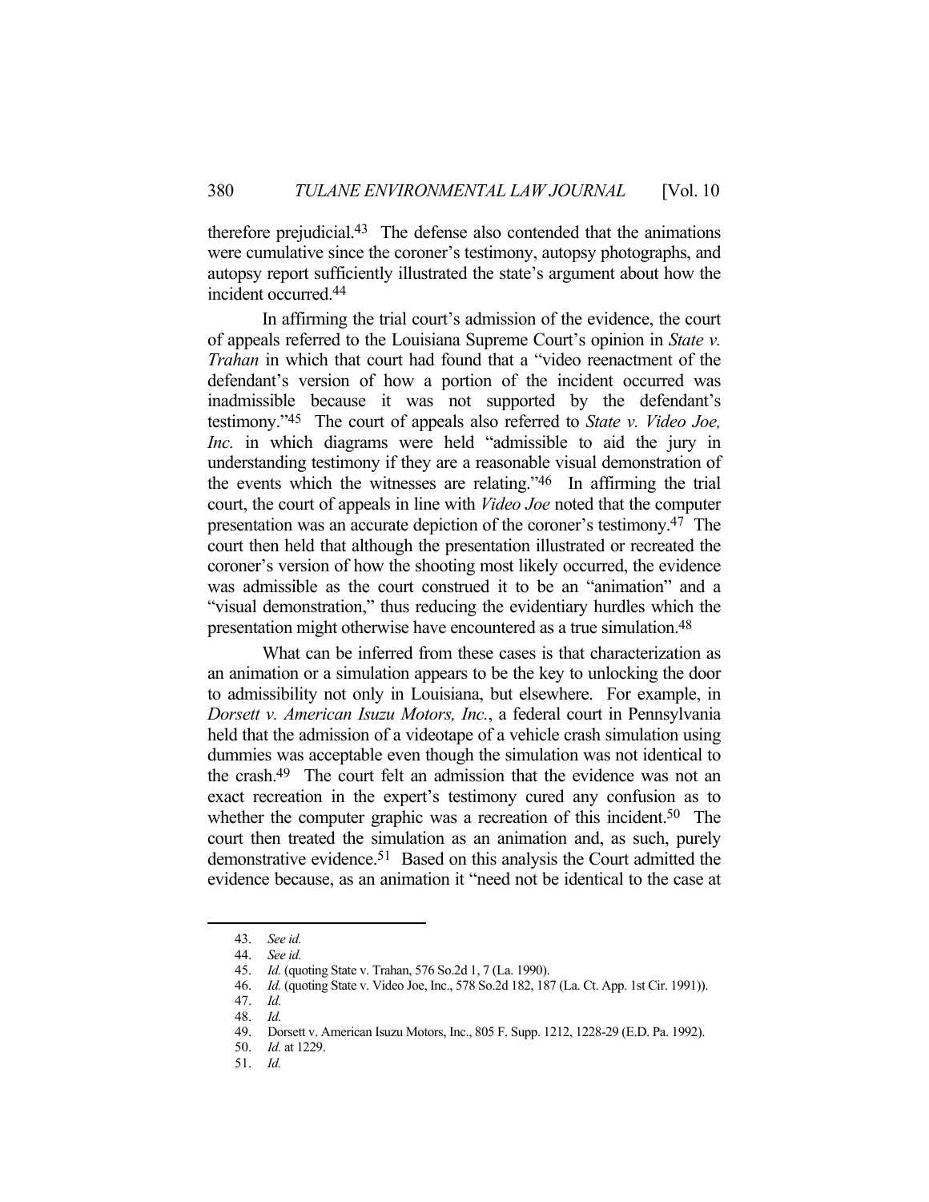therefore prejudicial.[43] The defense also contended that the animations were cumulative since the coroner's testimony, autopsy photographs, and autopsy report sufficiently illustrated the state's argument about how the incident occurred.[44]

In affirming the trial court's admission of the evidence, the court of appeals referred to the Louisiana Supreme Court's opinion in *State v. Trahan* in which that court had found that a "video reenactment of the defendant's version of how a portion of the incident occurred was inadmissible because it was not supported by the defendant's testimony."[45] The court of appeals also referred to *State v. Video Joe, Inc.* in which diagrams were held "admissible to aid the jury in understanding testimony if they are a reasonable visual demonstration of the events which the witnesses are relating."[46] In affirming the trial court, the court of appeals in line with *Video Joe* noted that the computer presentation was an accurate depiction of the coroner's testimony.[47] The court then held that although the presentation illustrated or recreated the coroner's version of how the shooting most likely occurred, the evidence was admissible as the court construed it to be an "animation" and a "visual demonstration," thus reducing the evidentiary hurdles which the presentation might otherwise have encountered as a true simulation.[48]

What can be inferred from these cases is that characterization as an animation or a simulation appears to be the key to unlocking the door to admissibility not only in Louisiana, but elsewhere. For example, in *Dorsett v. American Isuzu Motors, Inc.*, a federal court in Pennsylvania held that the admission of a videotape of a vehicle crash simulation using dummies was acceptable even though the simulation was not identical to the crash.[49] The court felt an admission that the evidence was not an exact recreation in the expert's testimony cured any confusion as to whether the computer graphic was a recreation of this incident.[50] The court then treated the simulation as an animation and, as such, purely demonstrative evidence.[51] Based on this analysis the Court admitted the evidence because, as an animation it "need not be identical to the case at

---

43. *See id.*
44. *See id.*
45. *Id.* (quoting State v. Trahan, 576 So.2d 1, 7 (La. 1990).
46. *Id.* (quoting State v. Video Joe, Inc., 578 So.2d 182, 187 (La. Ct. App. 1st Cir. 1991)).
47. *Id.*
48. *Id.*
49. Dorsett v. American Isuzu Motors, Inc., 805 F. Supp. 1212, 1228-29 (E.D. Pa. 1992).
50. *Id.* at 1229.
51. *Id.*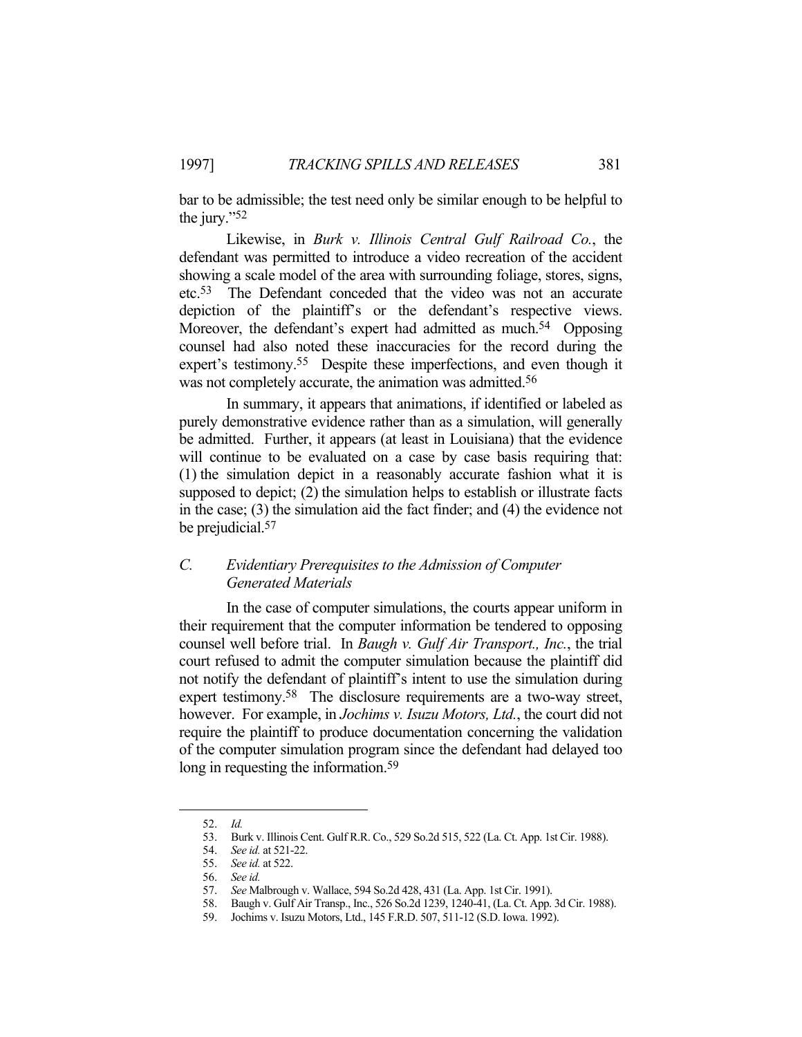bar to be admissible; the test need only be similar enough to be helpful to the jury."[52]

Likewise, in *Burk v. Illinois Central Gulf Railroad Co.*, the defendant was permitted to introduce a video recreation of the accident showing a scale model of the area with surrounding foliage, stores, signs, etc.[53] The Defendant conceded that the video was not an accurate depiction of the plaintiff's or the defendant's respective views. Moreover, the defendant's expert had admitted as much.[54] Opposing counsel had also noted these inaccuracies for the record during the expert's testimony.[55] Despite these imperfections, and even though it was not completely accurate, the animation was admitted.[56]

In summary, it appears that animations, if identified or labeled as purely demonstrative evidence rather than as a simulation, will generally be admitted. Further, it appears (at least in Louisiana) that the evidence will continue to be evaluated on a case by case basis requiring that: (1) the simulation depict in a reasonably accurate fashion what it is supposed to depict; (2) the simulation helps to establish or illustrate facts in the case; (3) the simulation aid the fact finder; and (4) the evidence not be prejudicial.[57]

### *C. Evidentiary Prerequisites to the Admission of Computer Generated Materials*

In the case of computer simulations, the courts appear uniform in their requirement that the computer information be tendered to opposing counsel well before trial. In *Baugh v. Gulf Air Transport., Inc.*, the trial court refused to admit the computer simulation because the plaintiff did not notify the defendant of plaintiff's intent to use the simulation during expert testimony.[58] The disclosure requirements are a two-way street, however. For example, in *Jochims v. Isuzu Motors, Ltd.*, the court did not require the plaintiff to produce documentation concerning the validation of the computer simulation program since the defendant had delayed too long in requesting the information.[59]

---

52. *Id.*

53. Burk v. Illinois Cent. Gulf R.R. Co., 529 So.2d 515, 522 (La. Ct. App. 1st Cir. 1988).

54. *See id.* at 521-22.

55. *See id.* at 522.

56. *See id.*

57. *See* Malbrough v. Wallace, 594 So.2d 428, 431 (La. App. 1st Cir. 1991).

58. Baugh v. Gulf Air Transp., Inc., 526 So.2d 1239, 1240-41, (La. Ct. App. 3d Cir. 1988).

59. Jochims v. Isuzu Motors, Ltd., 145 F.R.D. 507, 511-12 (S.D. Iowa. 1992).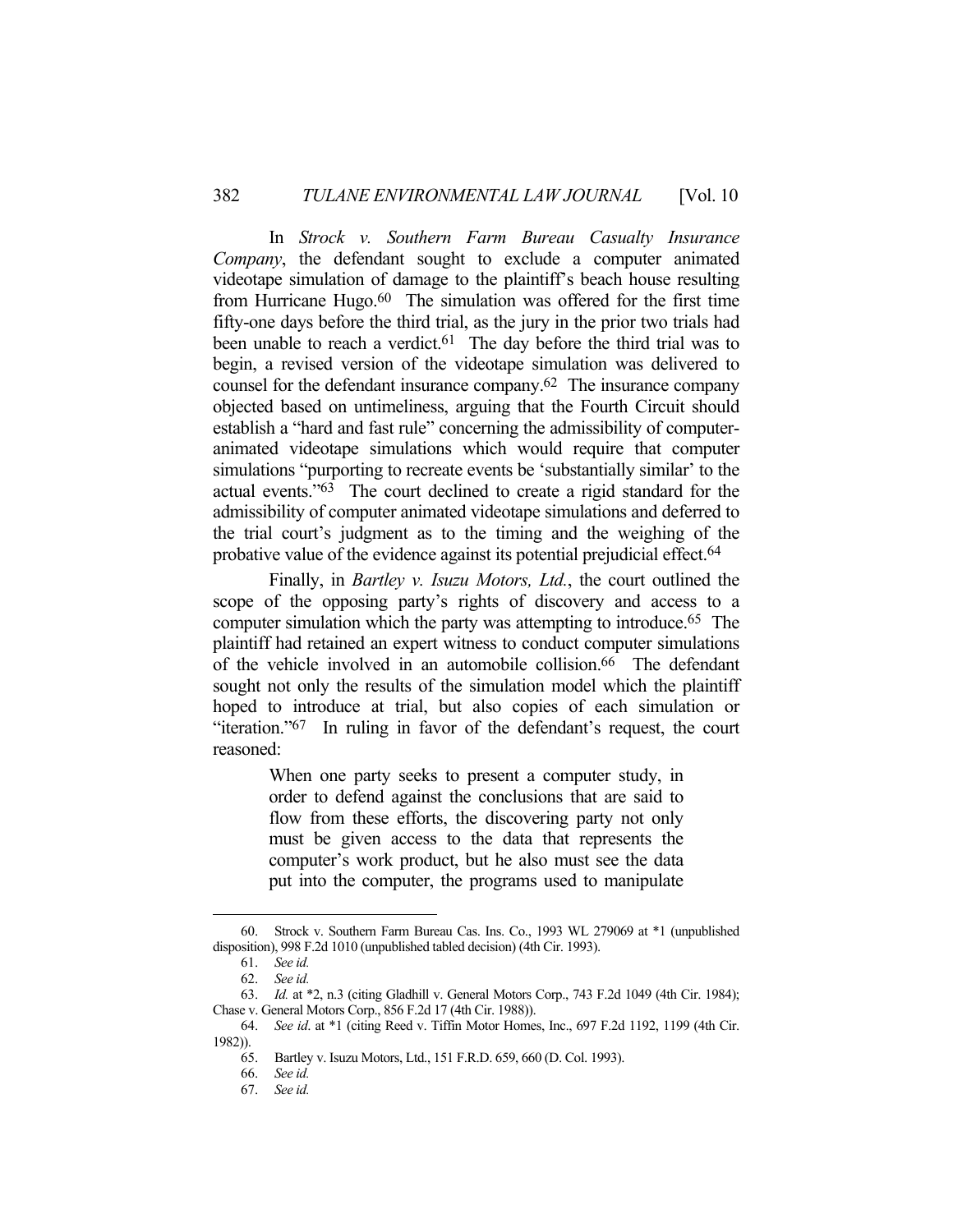In *Strock v. Southern Farm Bureau Casualty Insurance Company*, the defendant sought to exclude a computer animated videotape simulation of damage to the plaintiff's beach house resulting from Hurricane Hugo.[60] The simulation was offered for the first time fifty-one days before the third trial, as the jury in the prior two trials had been unable to reach a verdict.[61] The day before the third trial was to begin, a revised version of the videotape simulation was delivered to counsel for the defendant insurance company.[62] The insurance company objected based on untimeliness, arguing that the Fourth Circuit should establish a "hard and fast rule" concerning the admissibility of computer-animated videotape simulations which would require that computer simulations "purporting to recreate events be 'substantially similar' to the actual events."[63] The court declined to create a rigid standard for the admissibility of computer animated videotape simulations and deferred to the trial court's judgment as to the timing and the weighing of the probative value of the evidence against its potential prejudicial effect.[64]

Finally, in *Bartley v. Isuzu Motors, Ltd.*, the court outlined the scope of the opposing party's rights of discovery and access to a computer simulation which the party was attempting to introduce.[65] The plaintiff had retained an expert witness to conduct computer simulations of the vehicle involved in an automobile collision.[66] The defendant sought not only the results of the simulation model which the plaintiff hoped to introduce at trial, but also copies of each simulation or "iteration."[67] In ruling in favor of the defendant's request, the court reasoned:

> When one party seeks to present a computer study, in order to defend against the conclusions that are said to flow from these efforts, the discovering party not only must be given access to the data that represents the computer's work product, but he also must see the data put into the computer, the programs used to manipulate

---

60. Strock v. Southern Farm Bureau Cas. Ins. Co., 1993 WL 279069 at *1 (unpublished disposition), 998 F.2d 1010 (unpublished tabled decision) (4th Cir. 1993).

61. *See id.*

62. *See id.*

63. *Id.* at *2, n.3 (citing Gladhill v. General Motors Corp., 743 F.2d 1049 (4th Cir. 1984); Chase v. General Motors Corp., 856 F.2d 17 (4th Cir. 1988)).

64. *See id*. at *1 (citing Reed v. Tiffin Motor Homes, Inc., 697 F.2d 1192, 1199 (4th Cir. 1982)).

65. Bartley v. Isuzu Motors, Ltd., 151 F.R.D. 659, 660 (D. Col. 1993).

66. *See id.*

67. *See id.*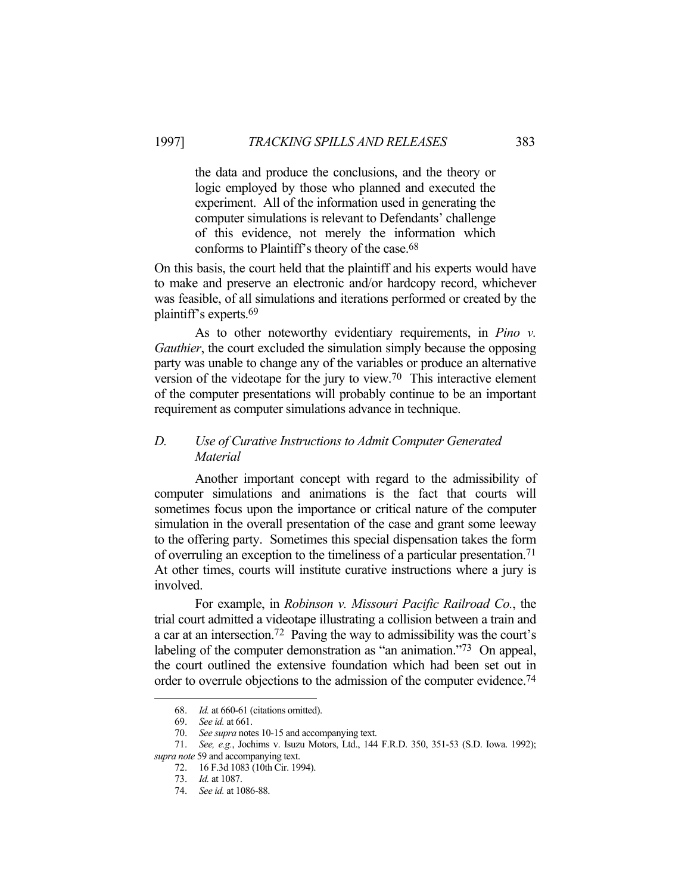> the data and produce the conclusions, and the theory or logic employed by those who planned and executed the experiment. All of the information used in generating the computer simulations is relevant to Defendants' challenge of this evidence, not merely the information which conforms to Plaintiff's theory of the case.[68]

On this basis, the court held that the plaintiff and his experts would have to make and preserve an electronic and/or hardcopy record, whichever was feasible, of all simulations and iterations performed or created by the plaintiff's experts.[69]

As to other noteworthy evidentiary requirements, in *Pino v. Gauthier*, the court excluded the simulation simply because the opposing party was unable to change any of the variables or produce an alternative version of the videotape for the jury to view.[70] This interactive element of the computer presentations will probably continue to be an important requirement as computer simulations advance in technique.

### *D. Use of Curative Instructions to Admit Computer Generated Material*

Another important concept with regard to the admissibility of computer simulations and animations is the fact that courts will sometimes focus upon the importance or critical nature of the computer simulation in the overall presentation of the case and grant some leeway to the offering party. Sometimes this special dispensation takes the form of overruling an exception to the timeliness of a particular presentation.[71] At other times, courts will institute curative instructions where a jury is involved.

For example, in *Robinson v. Missouri Pacific Railroad Co.*, the trial court admitted a videotape illustrating a collision between a train and a car at an intersection.[72] Paving the way to admissibility was the court's labeling of the computer demonstration as "an animation."[73] On appeal, the court outlined the extensive foundation which had been set out in order to overrule objections to the admission of the computer evidence.[74]

---

68. *Id.* at 660-61 (citations omitted).

69. *See id.* at 661.

70. *See supra* notes 10-15 and accompanying text.

71. *See, e.g.*, Jochims v. Isuzu Motors, Ltd., 144 F.R.D. 350, 351-53 (S.D. Iowa. 1992); *supra note* 59 and accompanying text.

72. 16 F.3d 1083 (10th Cir. 1994).

73. *Id.* at 1087.

74. *See id.* at 1086-88.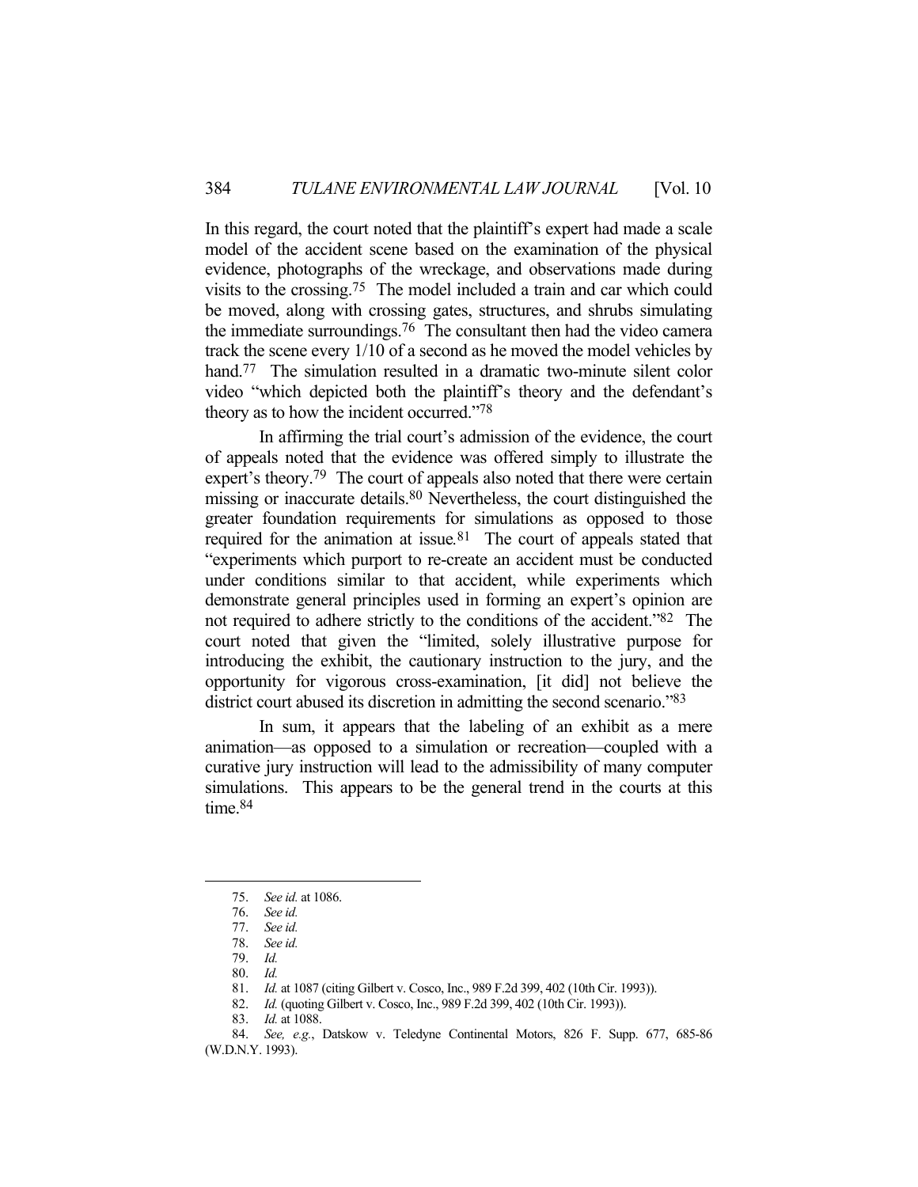In this regard, the court noted that the plaintiff's expert had made a scale model of the accident scene based on the examination of the physical evidence, photographs of the wreckage, and observations made during visits to the crossing.[75] The model included a train and car which could be moved, along with crossing gates, structures, and shrubs simulating the immediate surroundings.[76] The consultant then had the video camera track the scene every 1/10 of a second as he moved the model vehicles by hand.[77] The simulation resulted in a dramatic two-minute silent color video "which depicted both the plaintiff's theory and the defendant's theory as to how the incident occurred."[78]

In affirming the trial court's admission of the evidence, the court of appeals noted that the evidence was offered simply to illustrate the expert's theory.[79] The court of appeals also noted that there were certain missing or inaccurate details.[80] Nevertheless, the court distinguished the greater foundation requirements for simulations as opposed to those required for the animation at issue.[81] The court of appeals stated that "experiments which purport to re-create an accident must be conducted under conditions similar to that accident, while experiments which demonstrate general principles used in forming an expert's opinion are not required to adhere strictly to the conditions of the accident."[82] The court noted that given the "limited, solely illustrative purpose for introducing the exhibit, the cautionary instruction to the jury, and the opportunity for vigorous cross-examination, [it did] not believe the district court abused its discretion in admitting the second scenario."[83]

In sum, it appears that the labeling of an exhibit as a mere animation—as opposed to a simulation or recreation—coupled with a curative jury instruction will lead to the admissibility of many computer simulations. This appears to be the general trend in the courts at this time.[84]

---

75. *See id.* at 1086.
76. *See id.*
77. *See id.*
78. *See id.*
79. *Id.*
80. *Id.*
81. *Id.* at 1087 (citing Gilbert v. Cosco, Inc., 989 F.2d 399, 402 (10th Cir. 1993)).
82. *Id.* (quoting Gilbert v. Cosco, Inc., 989 F.2d 399, 402 (10th Cir. 1993)).
83. *Id.* at 1088.
84. *See, e.g.*, Datskow v. Teledyne Continental Motors, 826 F. Supp. 677, 685-86 (W.D.N.Y. 1993).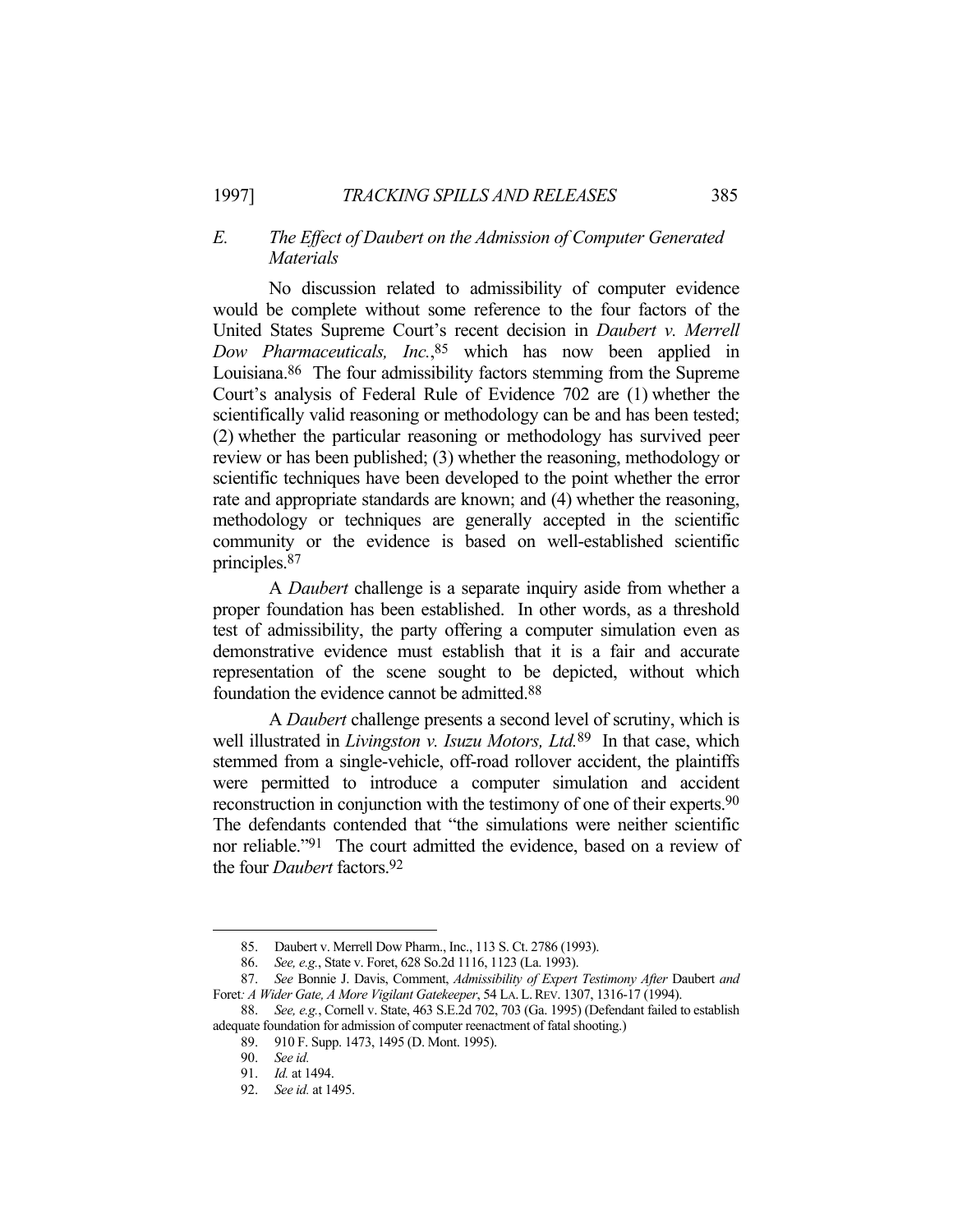### *E. The Effect of Daubert on the Admission of Computer Generated Materials*

No discussion related to admissibility of computer evidence would be complete without some reference to the four factors of the United States Supreme Court's recent decision in *Daubert v. Merrell Dow Pharmaceuticals, Inc.*,[85] which has now been applied in Louisiana.[86] The four admissibility factors stemming from the Supreme Court's analysis of Federal Rule of Evidence 702 are (1) whether the scientifically valid reasoning or methodology can be and has been tested; (2) whether the particular reasoning or methodology has survived peer review or has been published; (3) whether the reasoning, methodology or scientific techniques have been developed to the point whether the error rate and appropriate standards are known; and (4) whether the reasoning, methodology or techniques are generally accepted in the scientific community or the evidence is based on well-established scientific principles.[87]

A *Daubert* challenge is a separate inquiry aside from whether a proper foundation has been established. In other words, as a threshold test of admissibility, the party offering a computer simulation even as demonstrative evidence must establish that it is a fair and accurate representation of the scene sought to be depicted, without which foundation the evidence cannot be admitted.[88]

A *Daubert* challenge presents a second level of scrutiny, which is well illustrated in *Livingston v. Isuzu Motors, Ltd.*[89] In that case, which stemmed from a single-vehicle, off-road rollover accident, the plaintiffs were permitted to introduce a computer simulation and accident reconstruction in conjunction with the testimony of one of their experts.[90] The defendants contended that "the simulations were neither scientific nor reliable."[91] The court admitted the evidence, based on a review of the four *Daubert* factors.[92]

---

85. Daubert v. Merrell Dow Pharm., Inc., 113 S. Ct. 2786 (1993).

86. *See, e.g.*, State v. Foret, 628 So.2d 1116, 1123 (La. 1993).

87. *See* Bonnie J. Davis, Comment, *Admissibility of Expert Testimony After* Daubert *and* Foret*: A Wider Gate, A More Vigilant Gatekeeper*, 54 LA. L. REV. 1307, 1316-17 (1994).

88. *See, e.g.*, Cornell v. State, 463 S.E.2d 702, 703 (Ga. 1995) (Defendant failed to establish adequate foundation for admission of computer reenactment of fatal shooting.)

89. 910 F. Supp. 1473, 1495 (D. Mont. 1995).

90. *See id.*

91. *Id.* at 1494.

92. *See id.* at 1495.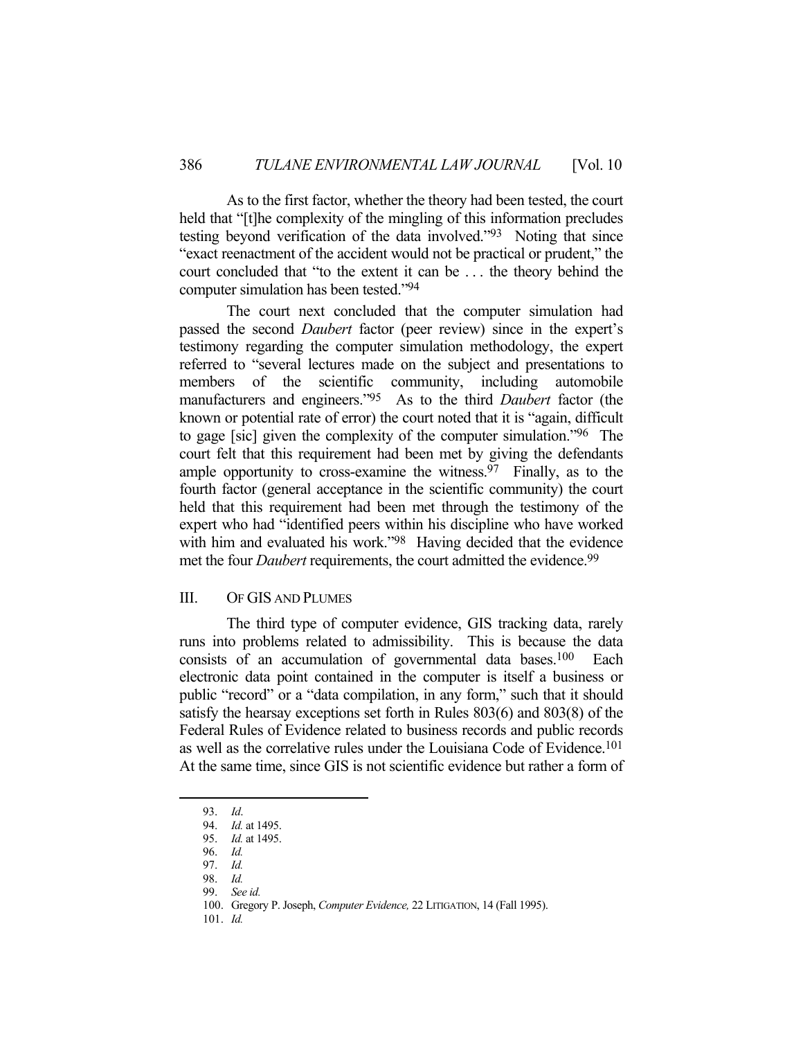As to the first factor, whether the theory had been tested, the court held that "[t]he complexity of the mingling of this information precludes testing beyond verification of the data involved."[93] Noting that since "exact reenactment of the accident would not be practical or prudent," the court concluded that "to the extent it can be . . . the theory behind the computer simulation has been tested."[94]

The court next concluded that the computer simulation had passed the second *Daubert* factor (peer review) since in the expert's testimony regarding the computer simulation methodology, the expert referred to "several lectures made on the subject and presentations to members of the scientific community, including automobile manufacturers and engineers."[95] As to the third *Daubert* factor (the known or potential rate of error) the court noted that it is "again, difficult to gage [sic] given the complexity of the computer simulation."[96] The court felt that this requirement had been met by giving the defendants ample opportunity to cross-examine the witness.[97] Finally, as to the fourth factor (general acceptance in the scientific community) the court held that this requirement had been met through the testimony of the expert who had "identified peers within his discipline who have worked with him and evaluated his work."[98] Having decided that the evidence met the four *Daubert* requirements, the court admitted the evidence.[99]

## III. OF GIS AND PLUMES

The third type of computer evidence, GIS tracking data, rarely runs into problems related to admissibility. This is because the data consists of an accumulation of governmental data bases.[100] Each electronic data point contained in the computer is itself a business or public "record" or a "data compilation, in any form," such that it should satisfy the hearsay exceptions set forth in Rules 803(6) and 803(8) of the Federal Rules of Evidence related to business records and public records as well as the correlative rules under the Louisiana Code of Evidence.[101] At the same time, since GIS is not scientific evidence but rather a form of

---

93. *Id.*

94. *Id.* at 1495.

95. *Id.* at 1495.

96. *Id.*

97. *Id.*

98. *Id.*

99. *See id.*

100. Gregory P. Joseph, *Computer Evidence,* 22 LITIGATION, 14 (Fall 1995).

101. *Id.*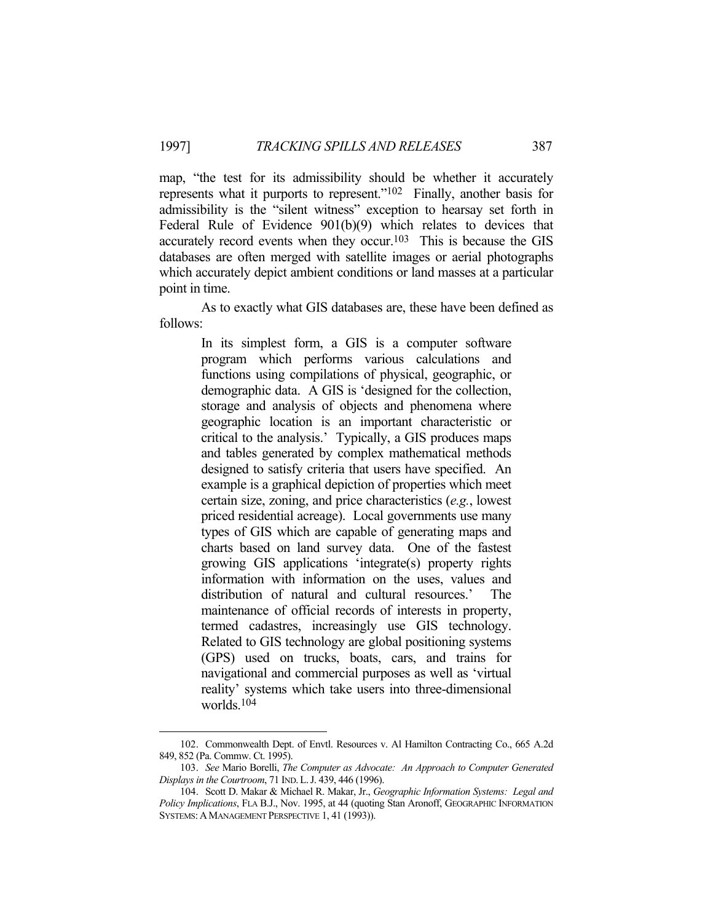map, "the test for its admissibility should be whether it accurately represents what it purports to represent."[102] Finally, another basis for admissibility is the "silent witness" exception to hearsay set forth in Federal Rule of Evidence 901(b)(9) which relates to devices that accurately record events when they occur.[103] This is because the GIS databases are often merged with satellite images or aerial photographs which accurately depict ambient conditions or land masses at a particular point in time.

As to exactly what GIS databases are, these have been defined as follows:

> In its simplest form, a GIS is a computer software program which performs various calculations and functions using compilations of physical, geographic, or demographic data. A GIS is 'designed for the collection, storage and analysis of objects and phenomena where geographic location is an important characteristic or critical to the analysis.' Typically, a GIS produces maps and tables generated by complex mathematical methods designed to satisfy criteria that users have specified. An example is a graphical depiction of properties which meet certain size, zoning, and price characteristics (*e.g.*, lowest priced residential acreage). Local governments use many types of GIS which are capable of generating maps and charts based on land survey data. One of the fastest growing GIS applications 'integrate(s) property rights information with information on the uses, values and distribution of natural and cultural resources.' The maintenance of official records of interests in property, termed cadastres, increasingly use GIS technology. Related to GIS technology are global positioning systems (GPS) used on trucks, boats, cars, and trains for navigational and commercial purposes as well as 'virtual reality' systems which take users into three-dimensional worlds.[104]

---

102. Commonwealth Dept. of Envtl. Resources v. Al Hamilton Contracting Co., 665 A.2d 849, 852 (Pa. Commw. Ct. 1995).

103. *See* Mario Borelli, *The Computer as Advocate: An Approach to Computer Generated Displays in the Courtroom*, 71 IND. L. J. 439, 446 (1996).

104. Scott D. Makar & Michael R. Makar, Jr., *Geographic Information Systems: Legal and Policy Implications*, FLA B.J., Nov. 1995, at 44 (quoting Stan Aronoff, GEOGRAPHIC INFORMATION SYSTEMS: A MANAGEMENT PERSPECTIVE 1, 41 (1993)).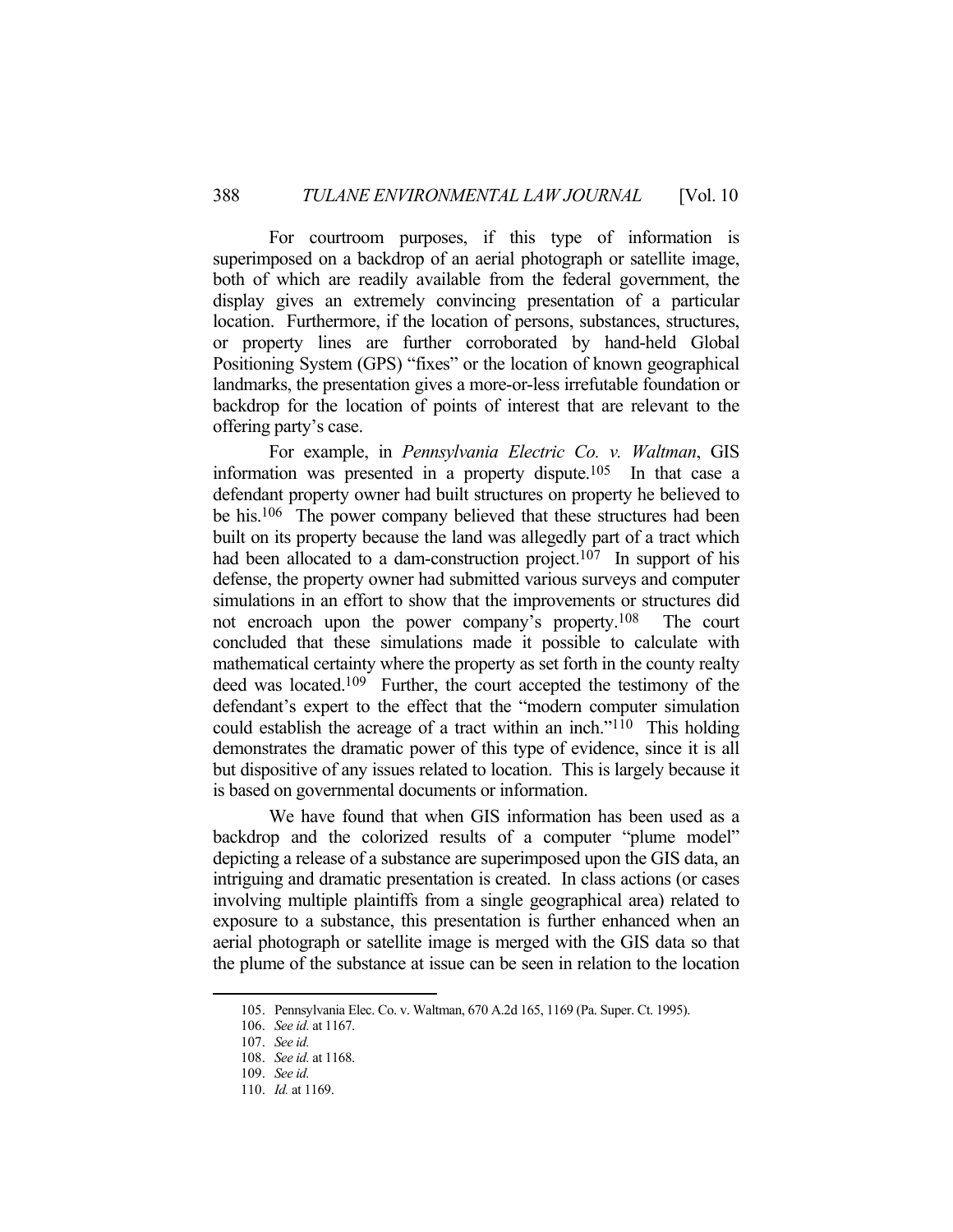For courtroom purposes, if this type of information is superimposed on a backdrop of an aerial photograph or satellite image, both of which are readily available from the federal government, the display gives an extremely convincing presentation of a particular location. Furthermore, if the location of persons, substances, structures, or property lines are further corroborated by hand-held Global Positioning System (GPS) "fixes" or the location of known geographical landmarks, the presentation gives a more-or-less irrefutable foundation or backdrop for the location of points of interest that are relevant to the offering party's case.

For example, in *Pennsylvania Electric Co. v. Waltman*, GIS information was presented in a property dispute.[105] In that case a defendant property owner had built structures on property he believed to be his.[106] The power company believed that these structures had been built on its property because the land was allegedly part of a tract which had been allocated to a dam-construction project.[107] In support of his defense, the property owner had submitted various surveys and computer simulations in an effort to show that the improvements or structures did not encroach upon the power company's property.[108] The court concluded that these simulations made it possible to calculate with mathematical certainty where the property as set forth in the county realty deed was located.[109] Further, the court accepted the testimony of the defendant's expert to the effect that the "modern computer simulation could establish the acreage of a tract within an inch."[110] This holding demonstrates the dramatic power of this type of evidence, since it is all but dispositive of any issues related to location. This is largely because it is based on governmental documents or information.

We have found that when GIS information has been used as a backdrop and the colorized results of a computer "plume model" depicting a release of a substance are superimposed upon the GIS data, an intriguing and dramatic presentation is created. In class actions (or cases involving multiple plaintiffs from a single geographical area) related to exposure to a substance, this presentation is further enhanced when an aerial photograph or satellite image is merged with the GIS data so that the plume of the substance at issue can be seen in relation to the location

---

105. Pennsylvania Elec. Co. v. Waltman, 670 A.2d 165, 1169 (Pa. Super. Ct. 1995).
106. *See id.* at 1167.
107. *See id.*
108. *See id.* at 1168.
109. *See id.*
110. *Id.* at 1169.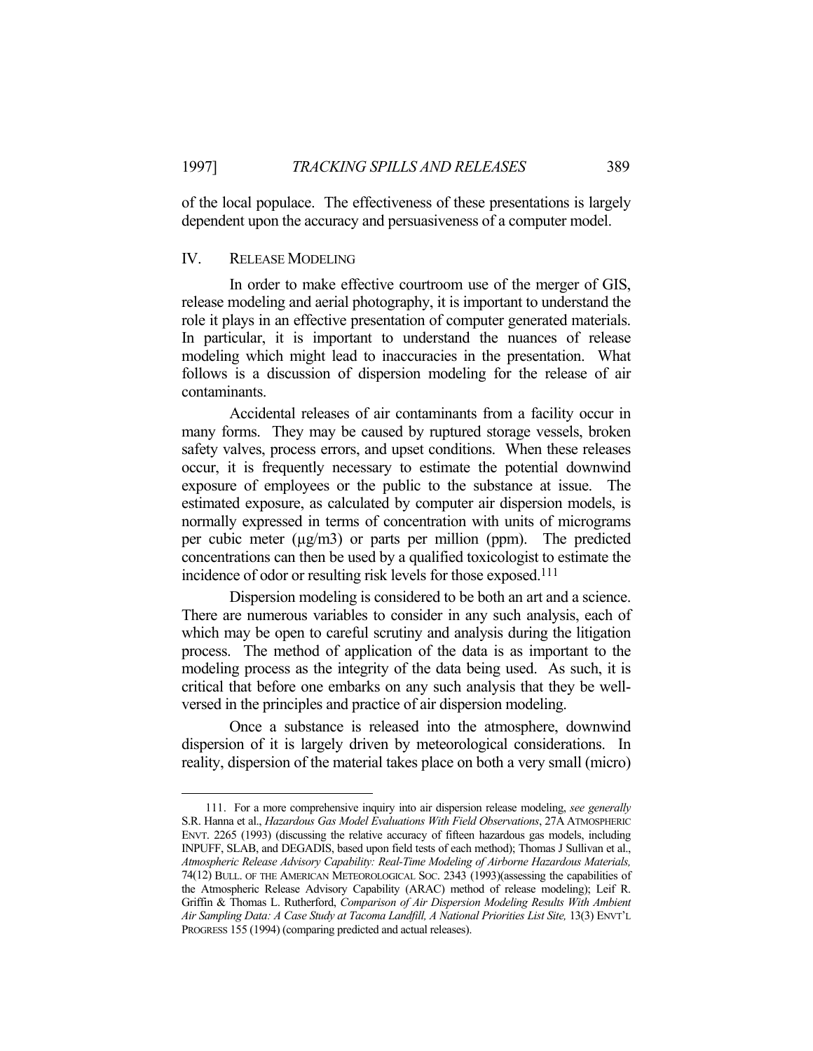of the local populace. The effectiveness of these presentations is largely dependent upon the accuracy and persuasiveness of a computer model.

## IV. RELEASE MODELING

In order to make effective courtroom use of the merger of GIS, release modeling and aerial photography, it is important to understand the role it plays in an effective presentation of computer generated materials. In particular, it is important to understand the nuances of release modeling which might lead to inaccuracies in the presentation. What follows is a discussion of dispersion modeling for the release of air contaminants.

Accidental releases of air contaminants from a facility occur in many forms. They may be caused by ruptured storage vessels, broken safety valves, process errors, and upset conditions. When these releases occur, it is frequently necessary to estimate the potential downwind exposure of employees or the public to the substance at issue. The estimated exposure, as calculated by computer air dispersion models, is normally expressed in terms of concentration with units of micrograms per cubic meter (μg/m3) or parts per million (ppm). The predicted concentrations can then be used by a qualified toxicologist to estimate the incidence of odor or resulting risk levels for those exposed.[111]

Dispersion modeling is considered to be both an art and a science. There are numerous variables to consider in any such analysis, each of which may be open to careful scrutiny and analysis during the litigation process. The method of application of the data is as important to the modeling process as the integrity of the data being used. As such, it is critical that before one embarks on any such analysis that they be well-versed in the principles and practice of air dispersion modeling.

Once a substance is released into the atmosphere, downwind dispersion of it is largely driven by meteorological considerations. In reality, dispersion of the material takes place on both a very small (micro)

---

111. For a more comprehensive inquiry into air dispersion release modeling, *see generally* S.R. Hanna et al., *Hazardous Gas Model Evaluations With Field Observations*, 27A ATMOSPHERIC ENVT. 2265 (1993) (discussing the relative accuracy of fifteen hazardous gas models, including INPUFF, SLAB, and DEGADIS, based upon field tests of each method); Thomas J Sullivan et al., *Atmospheric Release Advisory Capability: Real-Time Modeling of Airborne Hazardous Materials,* 74(12) BULL. OF THE AMERICAN METEOROLOGICAL SOC. 2343 (1993)(assessing the capabilities of the Atmospheric Release Advisory Capability (ARAC) method of release modeling); Leif R. Griffin & Thomas L. Rutherford, *Comparison of Air Dispersion Modeling Results With Ambient Air Sampling Data: A Case Study at Tacoma Landfill, A National Priorities List Site,* 13(3) ENVT'L PROGRESS 155 (1994) (comparing predicted and actual releases).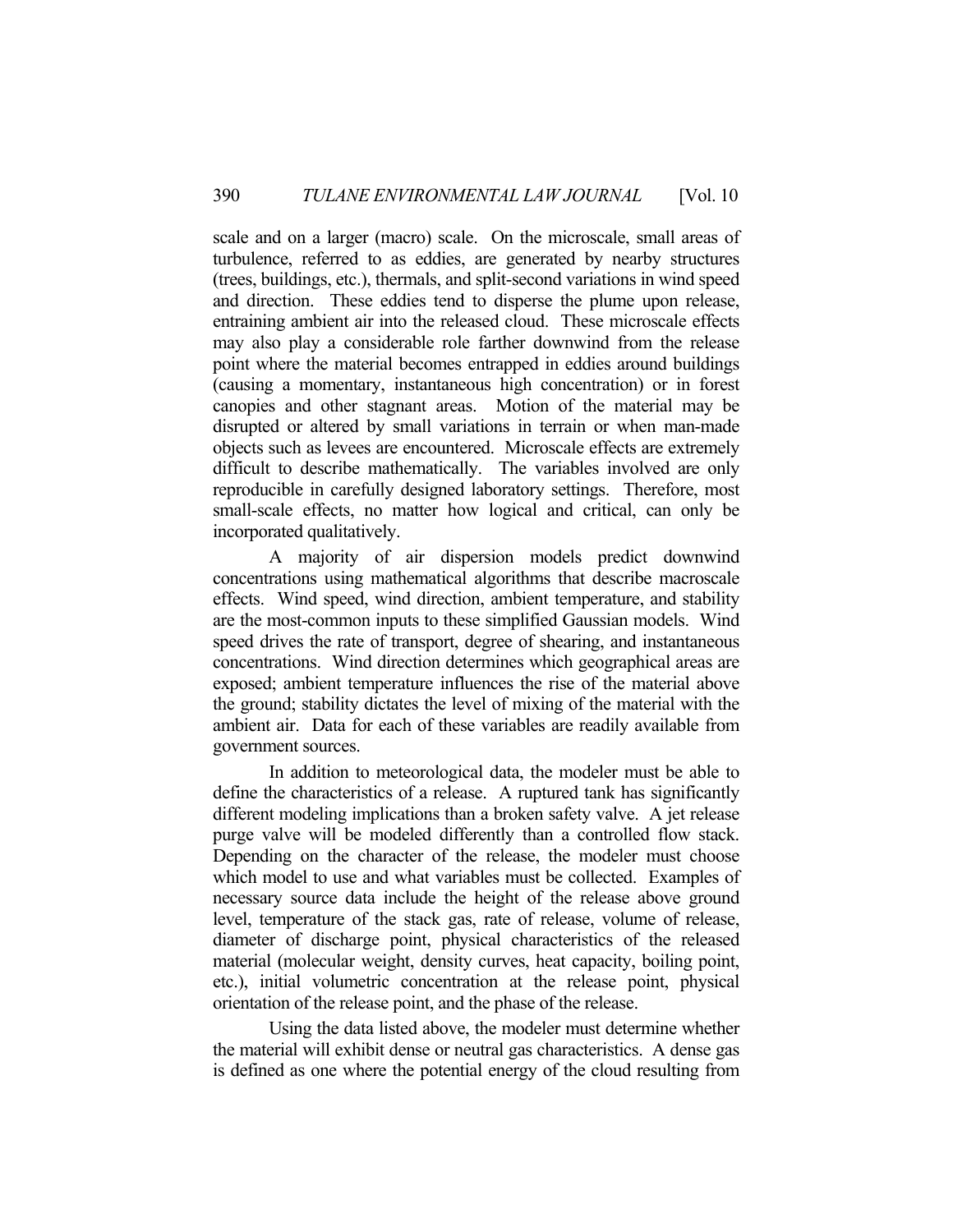scale and on a larger (macro) scale. On the microscale, small areas of turbulence, referred to as eddies, are generated by nearby structures (trees, buildings, etc.), thermals, and split-second variations in wind speed and direction. These eddies tend to disperse the plume upon release, entraining ambient air into the released cloud. These microscale effects may also play a considerable role farther downwind from the release point where the material becomes entrapped in eddies around buildings (causing a momentary, instantaneous high concentration) or in forest canopies and other stagnant areas. Motion of the material may be disrupted or altered by small variations in terrain or when man-made objects such as levees are encountered. Microscale effects are extremely difficult to describe mathematically. The variables involved are only reproducible in carefully designed laboratory settings. Therefore, most small-scale effects, no matter how logical and critical, can only be incorporated qualitatively.

A majority of air dispersion models predict downwind concentrations using mathematical algorithms that describe macroscale effects. Wind speed, wind direction, ambient temperature, and stability are the most-common inputs to these simplified Gaussian models. Wind speed drives the rate of transport, degree of shearing, and instantaneous concentrations. Wind direction determines which geographical areas are exposed; ambient temperature influences the rise of the material above the ground; stability dictates the level of mixing of the material with the ambient air. Data for each of these variables are readily available from government sources.

In addition to meteorological data, the modeler must be able to define the characteristics of a release. A ruptured tank has significantly different modeling implications than a broken safety valve. A jet release purge valve will be modeled differently than a controlled flow stack. Depending on the character of the release, the modeler must choose which model to use and what variables must be collected. Examples of necessary source data include the height of the release above ground level, temperature of the stack gas, rate of release, volume of release, diameter of discharge point, physical characteristics of the released material (molecular weight, density curves, heat capacity, boiling point, etc.), initial volumetric concentration at the release point, physical orientation of the release point, and the phase of the release.

Using the data listed above, the modeler must determine whether the material will exhibit dense or neutral gas characteristics. A dense gas is defined as one where the potential energy of the cloud resulting from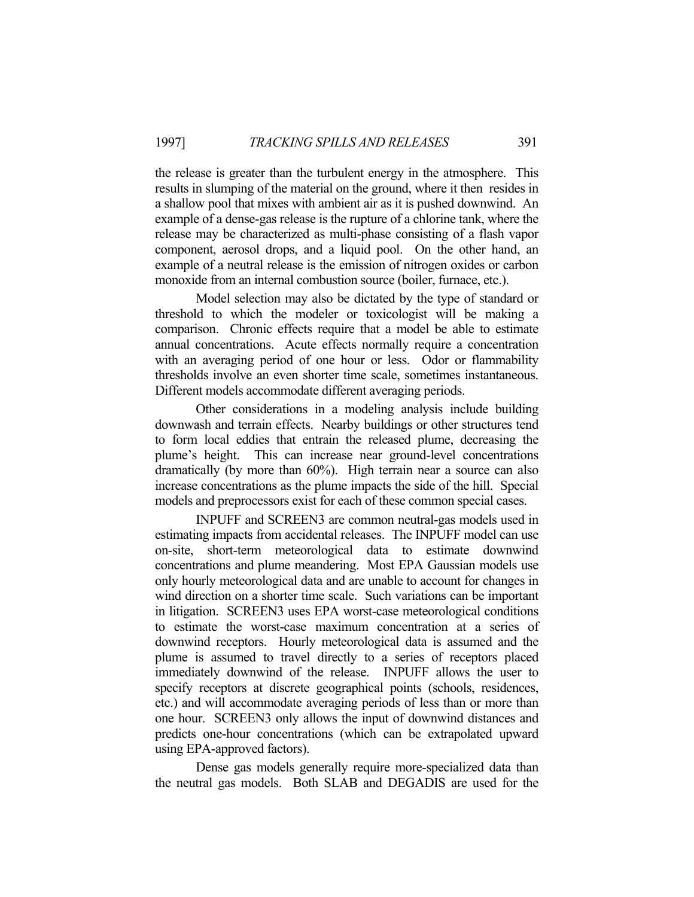the release is greater than the turbulent energy in the atmosphere. This results in slumping of the material on the ground, where it then resides in a shallow pool that mixes with ambient air as it is pushed downwind. An example of a dense-gas release is the rupture of a chlorine tank, where the release may be characterized as multi-phase consisting of a flash vapor component, aerosol drops, and a liquid pool. On the other hand, an example of a neutral release is the emission of nitrogen oxides or carbon monoxide from an internal combustion source (boiler, furnace, etc.).

Model selection may also be dictated by the type of standard or threshold to which the modeler or toxicologist will be making a comparison. Chronic effects require that a model be able to estimate annual concentrations. Acute effects normally require a concentration with an averaging period of one hour or less. Odor or flammability thresholds involve an even shorter time scale, sometimes instantaneous. Different models accommodate different averaging periods.

Other considerations in a modeling analysis include building downwash and terrain effects. Nearby buildings or other structures tend to form local eddies that entrain the released plume, decreasing the plume's height. This can increase near ground-level concentrations dramatically (by more than 60%). High terrain near a source can also increase concentrations as the plume impacts the side of the hill. Special models and preprocessors exist for each of these common special cases.

INPUFF and SCREEN3 are common neutral-gas models used in estimating impacts from accidental releases. The INPUFF model can use on-site, short-term meteorological data to estimate downwind concentrations and plume meandering. Most EPA Gaussian models use only hourly meteorological data and are unable to account for changes in wind direction on a shorter time scale. Such variations can be important in litigation. SCREEN3 uses EPA worst-case meteorological conditions to estimate the worst-case maximum concentration at a series of downwind receptors. Hourly meteorological data is assumed and the plume is assumed to travel directly to a series of receptors placed immediately downwind of the release. INPUFF allows the user to specify receptors at discrete geographical points (schools, residences, etc.) and will accommodate averaging periods of less than or more than one hour. SCREEN3 only allows the input of downwind distances and predicts one-hour concentrations (which can be extrapolated upward using EPA-approved factors).

Dense gas models generally require more-specialized data than the neutral gas models. Both SLAB and DEGADIS are used for the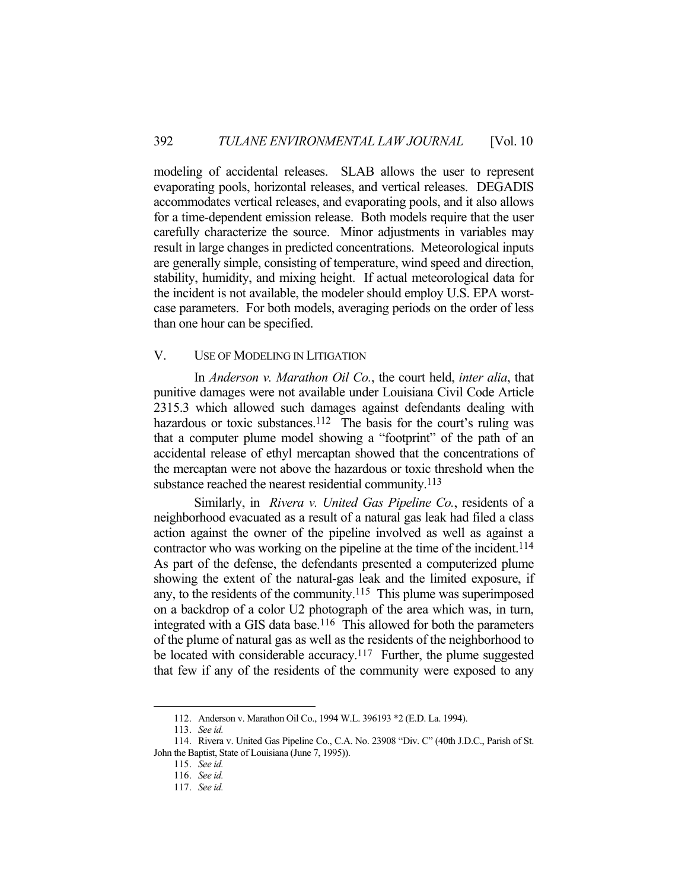modeling of accidental releases. SLAB allows the user to represent evaporating pools, horizontal releases, and vertical releases. DEGADIS accommodates vertical releases, and evaporating pools, and it also allows for a time-dependent emission release. Both models require that the user carefully characterize the source. Minor adjustments in variables may result in large changes in predicted concentrations. Meteorological inputs are generally simple, consisting of temperature, wind speed and direction, stability, humidity, and mixing height. If actual meteorological data for the incident is not available, the modeler should employ U.S. EPA worst-case parameters. For both models, averaging periods on the order of less than one hour can be specified.

## V. USE OF MODELING IN LITIGATION

In *Anderson v. Marathon Oil Co.*, the court held, *inter alia*, that punitive damages were not available under Louisiana Civil Code Article 2315.3 which allowed such damages against defendants dealing with hazardous or toxic substances.[112] The basis for the court's ruling was that a computer plume model showing a "footprint" of the path of an accidental release of ethyl mercaptan showed that the concentrations of the mercaptan were not above the hazardous or toxic threshold when the substance reached the nearest residential community.[113]

Similarly, in *Rivera v. United Gas Pipeline Co.*, residents of a neighborhood evacuated as a result of a natural gas leak had filed a class action against the owner of the pipeline involved as well as against a contractor who was working on the pipeline at the time of the incident.[114] As part of the defense, the defendants presented a computerized plume showing the extent of the natural-gas leak and the limited exposure, if any, to the residents of the community.[115] This plume was superimposed on a backdrop of a color U2 photograph of the area which was, in turn, integrated with a GIS data base.[116] This allowed for both the parameters of the plume of natural gas as well as the residents of the neighborhood to be located with considerable accuracy.[117] Further, the plume suggested that few if any of the residents of the community were exposed to any

---

112. Anderson v. Marathon Oil Co., 1994 W.L. 396193 *2 (E.D. La. 1994).

113. *See id.*

114. Rivera v. United Gas Pipeline Co., C.A. No. 23908 "Div. C" (40th J.D.C., Parish of St. John the Baptist, State of Louisiana (June 7, 1995)).

115. *See id.*

116. *See id.*

117. *See id.*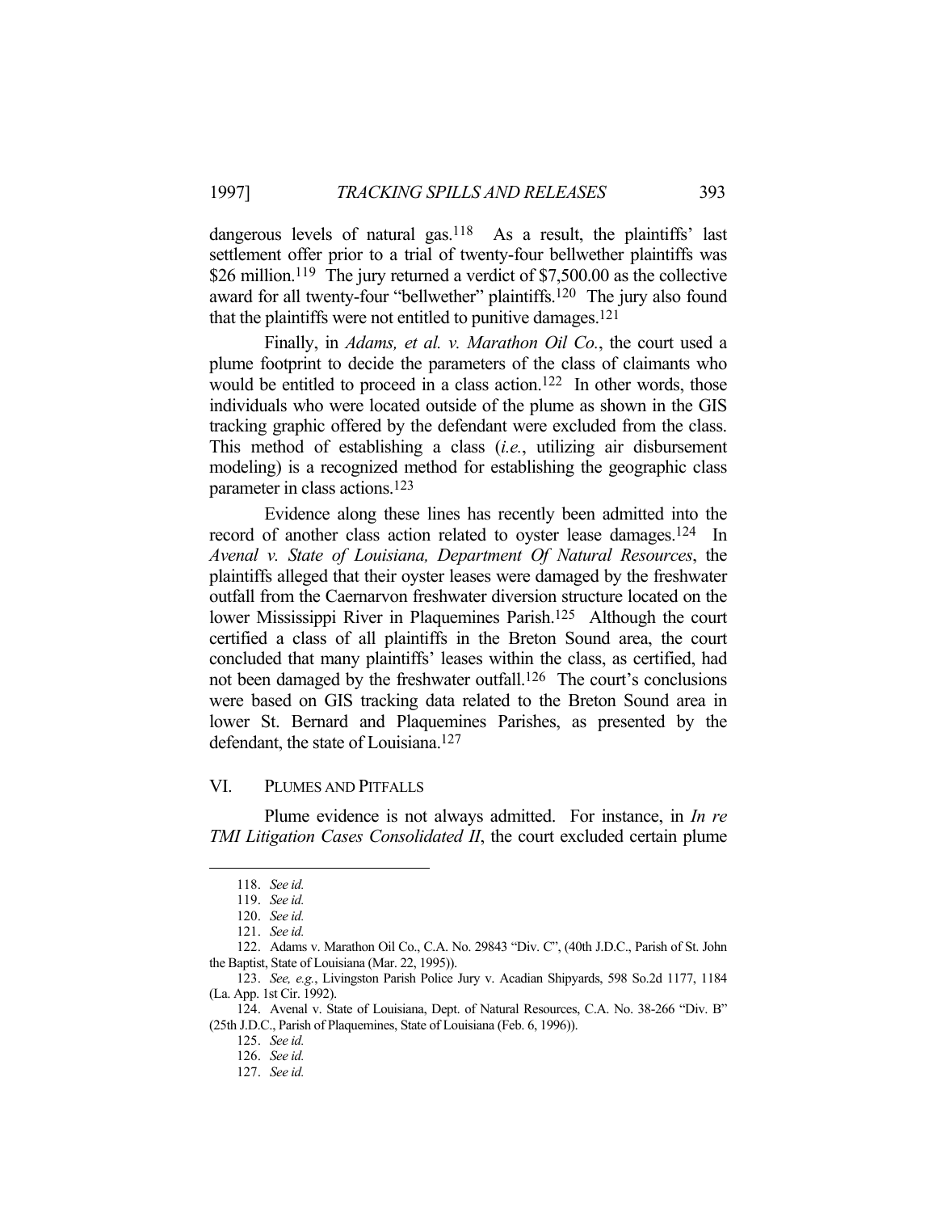dangerous levels of natural gas.[118] As a result, the plaintiffs' last settlement offer prior to a trial of twenty-four bellwether plaintiffs was $26 million.[119] The jury returned a verdict of $7,500.00 as the collective award for all twenty-four "bellwether" plaintiffs.[120] The jury also found that the plaintiffs were not entitled to punitive damages.[121]

Finally, in *Adams, et al. v. Marathon Oil Co.*, the court used a plume footprint to decide the parameters of the class of claimants who would be entitled to proceed in a class action.[122] In other words, those individuals who were located outside of the plume as shown in the GIS tracking graphic offered by the defendant were excluded from the class. This method of establishing a class (*i.e.*, utilizing air disbursement modeling) is a recognized method for establishing the geographic class parameter in class actions.[123]

Evidence along these lines has recently been admitted into the record of another class action related to oyster lease damages.[124] In *Avenal v. State of Louisiana, Department Of Natural Resources*, the plaintiffs alleged that their oyster leases were damaged by the freshwater outfall from the Caernarvon freshwater diversion structure located on the lower Mississippi River in Plaquemines Parish.[125] Although the court certified a class of all plaintiffs in the Breton Sound area, the court concluded that many plaintiffs' leases within the class, as certified, had not been damaged by the freshwater outfall.[126] The court's conclusions were based on GIS tracking data related to the Breton Sound area in lower St. Bernard and Plaquemines Parishes, as presented by the defendant, the state of Louisiana.[127]

## VI. PLUMES AND PITFALLS

Plume evidence is not always admitted. For instance, in *In re TMI Litigation Cases Consolidated II*, the court excluded certain plume

---

118. *See id.*

119. *See id.*

120. *See id.*

121. *See id.*

122. Adams v. Marathon Oil Co., C.A. No. 29843 "Div. C", (40th J.D.C., Parish of St. John the Baptist, State of Louisiana (Mar. 22, 1995)).

123. *See, e.g.*, Livingston Parish Police Jury v. Acadian Shipyards, 598 So.2d 1177, 1184 (La. App. 1st Cir. 1992).

124. Avenal v. State of Louisiana, Dept. of Natural Resources, C.A. No. 38-266 "Div. B" (25th J.D.C., Parish of Plaquemines, State of Louisiana (Feb. 6, 1996)).

125. *See id.*

126. *See id.*

127. *See id.*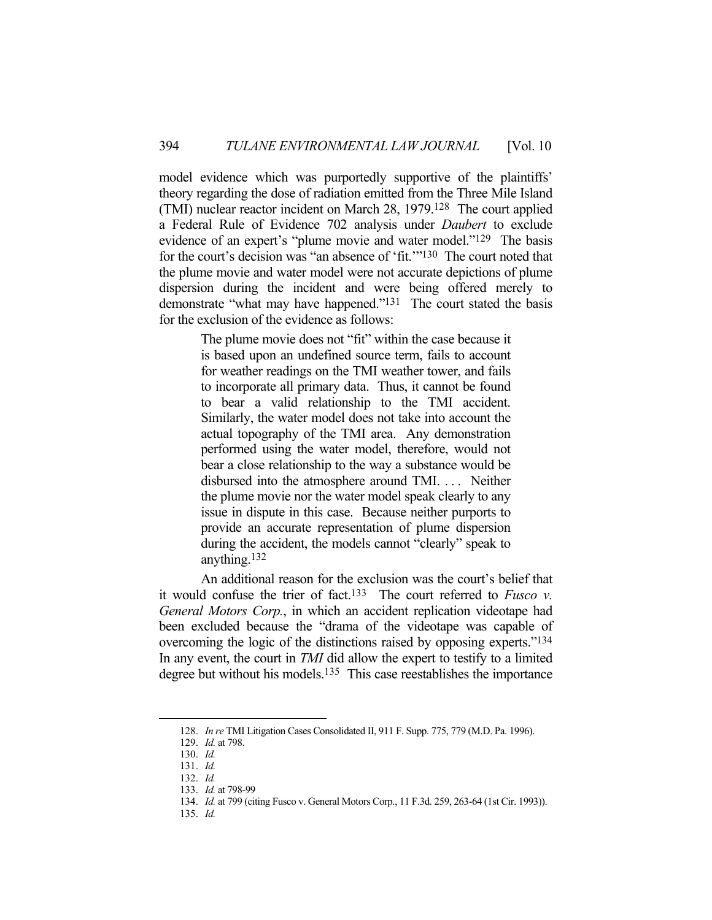model evidence which was purportedly supportive of the plaintiffs' theory regarding the dose of radiation emitted from the Three Mile Island (TMI) nuclear reactor incident on March 28, 1979.[128] The court applied a Federal Rule of Evidence 702 analysis under *Daubert* to exclude evidence of an expert's "plume movie and water model."[129] The basis for the court's decision was "an absence of 'fit.'"[130] The court noted that the plume movie and water model were not accurate depictions of plume dispersion during the incident and were being offered merely to demonstrate "what may have happened."[131] The court stated the basis for the exclusion of the evidence as follows:

> The plume movie does not "fit" within the case because it is based upon an undefined source term, fails to account for weather readings on the TMI weather tower, and fails to incorporate all primary data. Thus, it cannot be found to bear a valid relationship to the TMI accident. Similarly, the water model does not take into account the actual topography of the TMI area. Any demonstration performed using the water model, therefore, would not bear a close relationship to the way a substance would be disbursed into the atmosphere around TMI. . . . Neither the plume movie nor the water model speak clearly to any issue in dispute in this case. Because neither purports to provide an accurate representation of plume dispersion during the accident, the models cannot "clearly" speak to anything.[132]

An additional reason for the exclusion was the court's belief that it would confuse the trier of fact.[133] The court referred to *Fusco v. General Motors Corp.*, in which an accident replication videotape had been excluded because the "drama of the videotape was capable of overcoming the logic of the distinctions raised by opposing experts."[134] In any event, the court in *TMI* did allow the expert to testify to a limited degree but without his models.[135] This case reestablishes the importance

---

128. *In re* TMI Litigation Cases Consolidated II, 911 F. Supp. 775, 779 (M.D. Pa. 1996).

129. *Id.* at 798.

130. *Id.*

131. *Id.*

132. *Id.*

133. *Id.* at 798-99

134. *Id.* at 799 (citing Fusco v. General Motors Corp., 11 F.3d. 259, 263-64 (1st Cir. 1993)).

135. *Id.*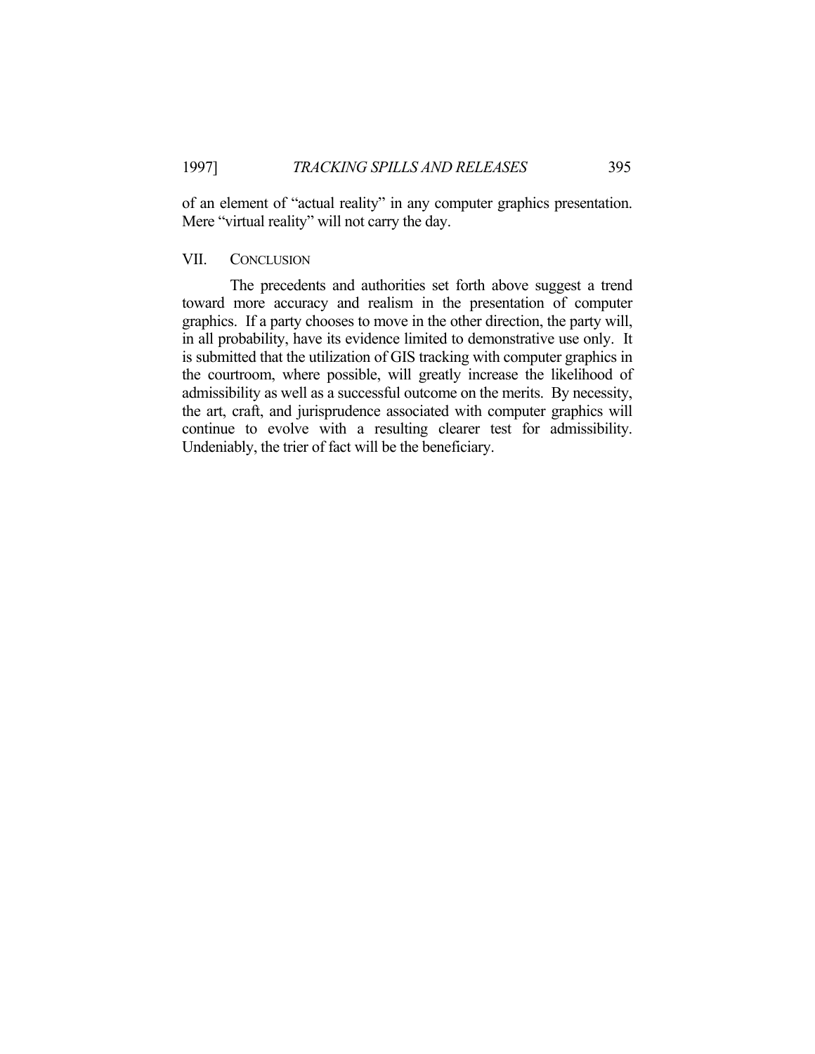of an element of "actual reality" in any computer graphics presentation. Mere "virtual reality" will not carry the day.

## VII. Conclusion

The precedents and authorities set forth above suggest a trend toward more accuracy and realism in the presentation of computer graphics. If a party chooses to move in the other direction, the party will, in all probability, have its evidence limited to demonstrative use only. It is submitted that the utilization of GIS tracking with computer graphics in the courtroom, where possible, will greatly increase the likelihood of admissibility as well as a successful outcome on the merits. By necessity, the art, craft, and jurisprudence associated with computer graphics will continue to evolve with a resulting clearer test for admissibility. Undeniably, the trier of fact will be the beneficiary.